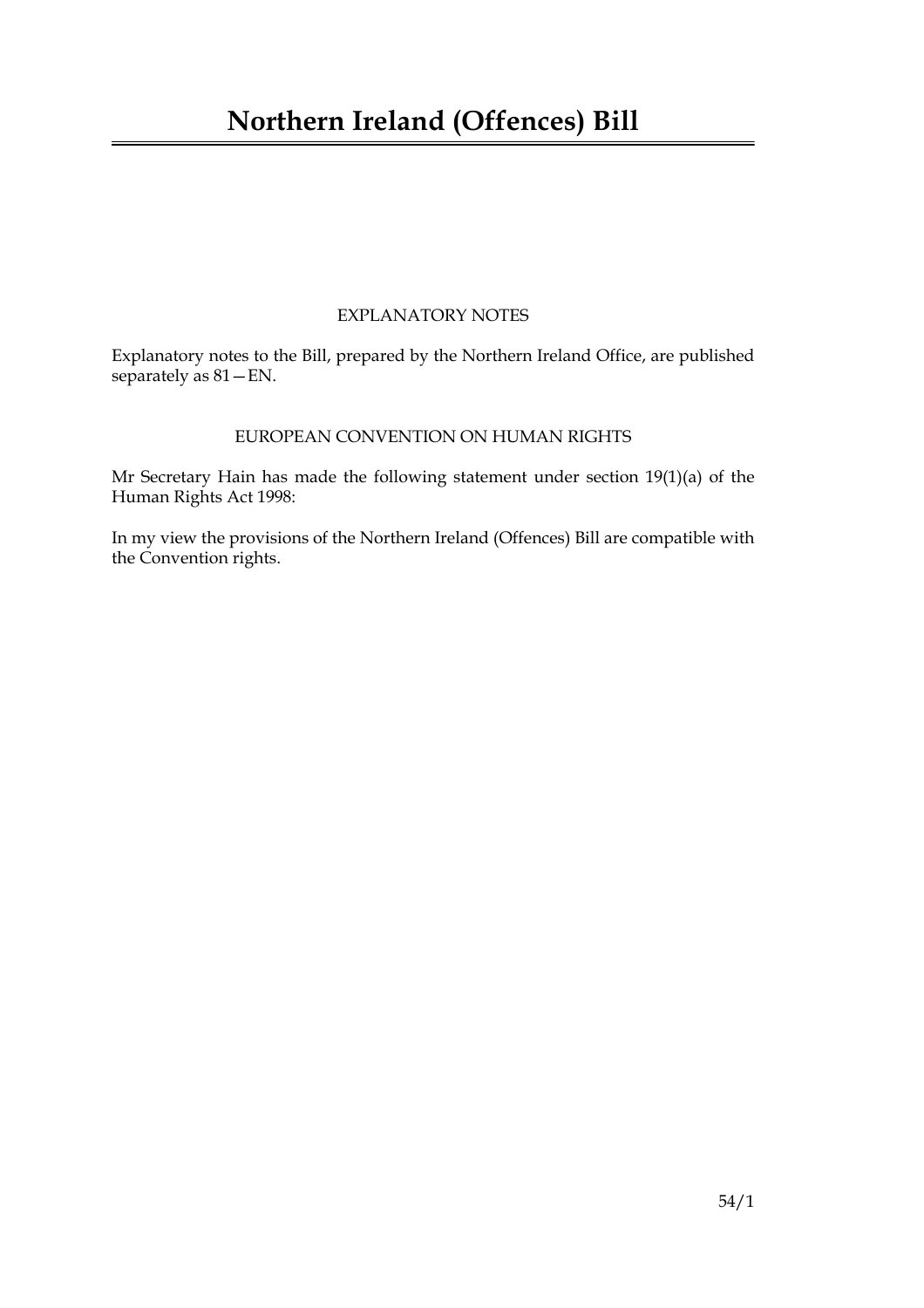# Northern Ireland (Offences) Bill

EXPLANATORY NOTES

Explanatory notes to the Bill, prepared by the Northern Ireland Office, are published separately as 81—EN.

EUROPEAN CONVENTION ON HUMAN RIGHTS

Mr Secretary Hain has made the following statement under section 19(1)(a) of the Human Rights Act 1998:

In my view the provisions of the Northern Ireland (Offences) Bill are compatible with the Convention rights.

54/1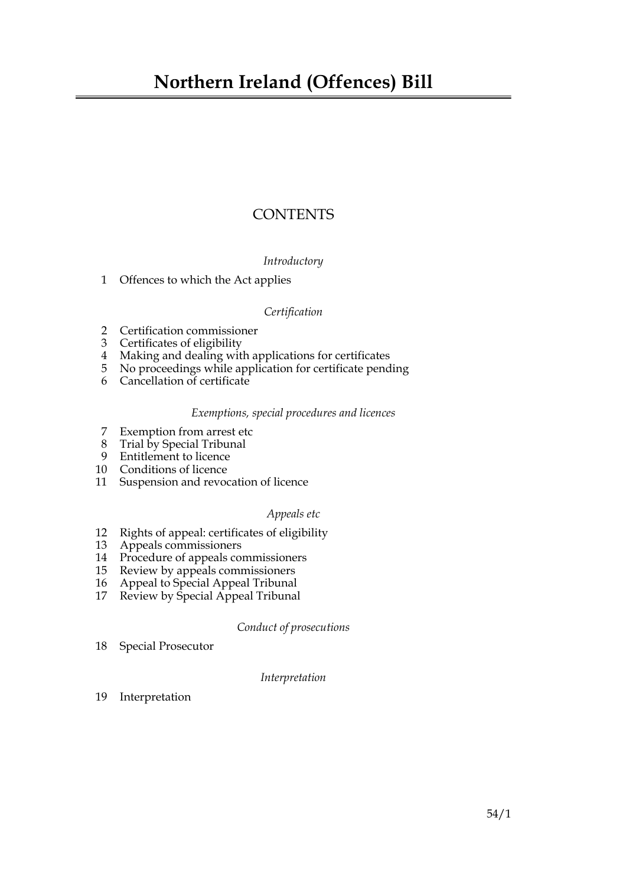# Northern Ireland (Offences) Bill

## CONTENTS

*Introductory*

1 Offences to which the Act applies

*Certification*

2 Certification commissioner
3 Certificates of eligibility
4 Making and dealing with applications for certificates
5 No proceedings while application for certificate pending
6 Cancellation of certificate

*Exemptions, special procedures and licences*

7 Exemption from arrest etc
8 Trial by Special Tribunal
9 Entitlement to licence
10 Conditions of licence
11 Suspension and revocation of licence

*Appeals etc*

12 Rights of appeal: certificates of eligibility
13 Appeals commissioners
14 Procedure of appeals commissioners
15 Review by appeals commissioners
16 Appeal to Special Appeal Tribunal
17 Review by Special Appeal Tribunal

*Conduct of prosecutions*

18 Special Prosecutor

*Interpretation*

19 Interpretation

54/1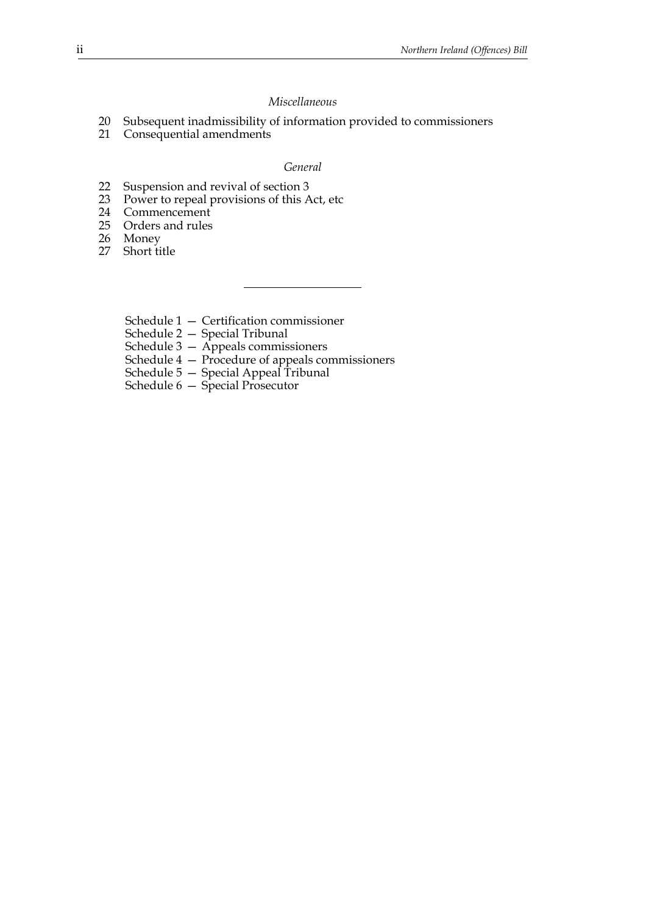*Miscellaneous*

20 Subsequent inadmissibility of information provided to commissioners
21 Consequential amendments

*General*

22 Suspension and revival of section 3
23 Power to repeal provisions of this Act, etc
24 Commencement
25 Orders and rules
26 Money
27 Short title

---

Schedule 1 — Certification commissioner
Schedule 2 — Special Tribunal
Schedule 3 — Appeals commissioners
Schedule 4 — Procedure of appeals commissioners
Schedule 5 — Special Appeal Tribunal
Schedule 6 — Special Prosecutor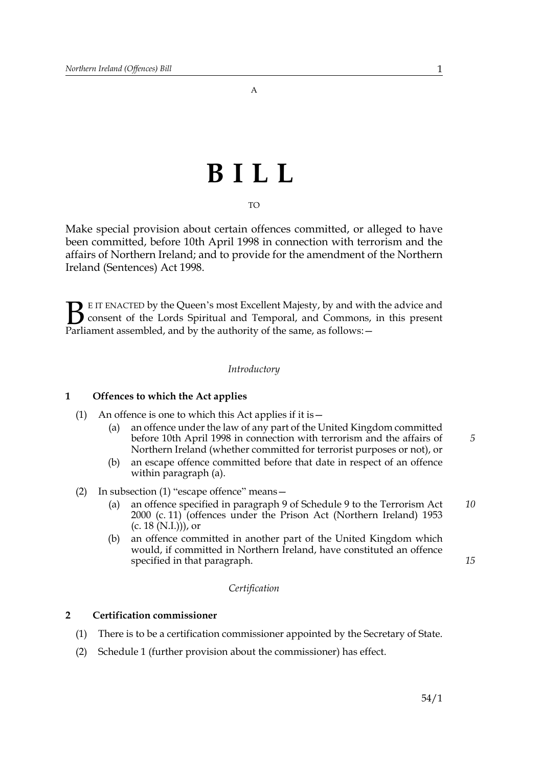A

# BILL

TO

Make special provision about certain offences committed, or alleged to have been committed, before 10th April 1998 in connection with terrorism and the affairs of Northern Ireland; and to provide for the amendment of the Northern Ireland (Sentences) Act 1998.

BE IT ENACTED by the Queen's most Excellent Majesty, by and with the advice and consent of the Lords Spiritual and Temporal, and Commons, in this present Parliament assembled, and by the authority of the same, as follows:—

*Introductory*

### 1 Offences to which the Act applies

(1) An offence is one to which this Act applies if it is—

- (a) an offence under the law of any part of the United Kingdom committed before 10th April 1998 in connection with terrorism and the affairs of Northern Ireland (whether committed for terrorist purposes or not), or
- (b) an escape offence committed before that date in respect of an offence within paragraph (a).

(2) In subsection (1) "escape offence" means—

- (a) an offence specified in paragraph 9 of Schedule 9 to the Terrorism Act 2000 (c. 11) (offences under the Prison Act (Northern Ireland) 1953 (c. 18 (N.I.))), or
- (b) an offence committed in another part of the United Kingdom which would, if committed in Northern Ireland, have constituted an offence specified in that paragraph.

*Certification*

### 2 Certification commissioner

(1) There is to be a certification commissioner appointed by the Secretary of State.

(2) Schedule 1 (further provision about the commissioner) has effect.

54/1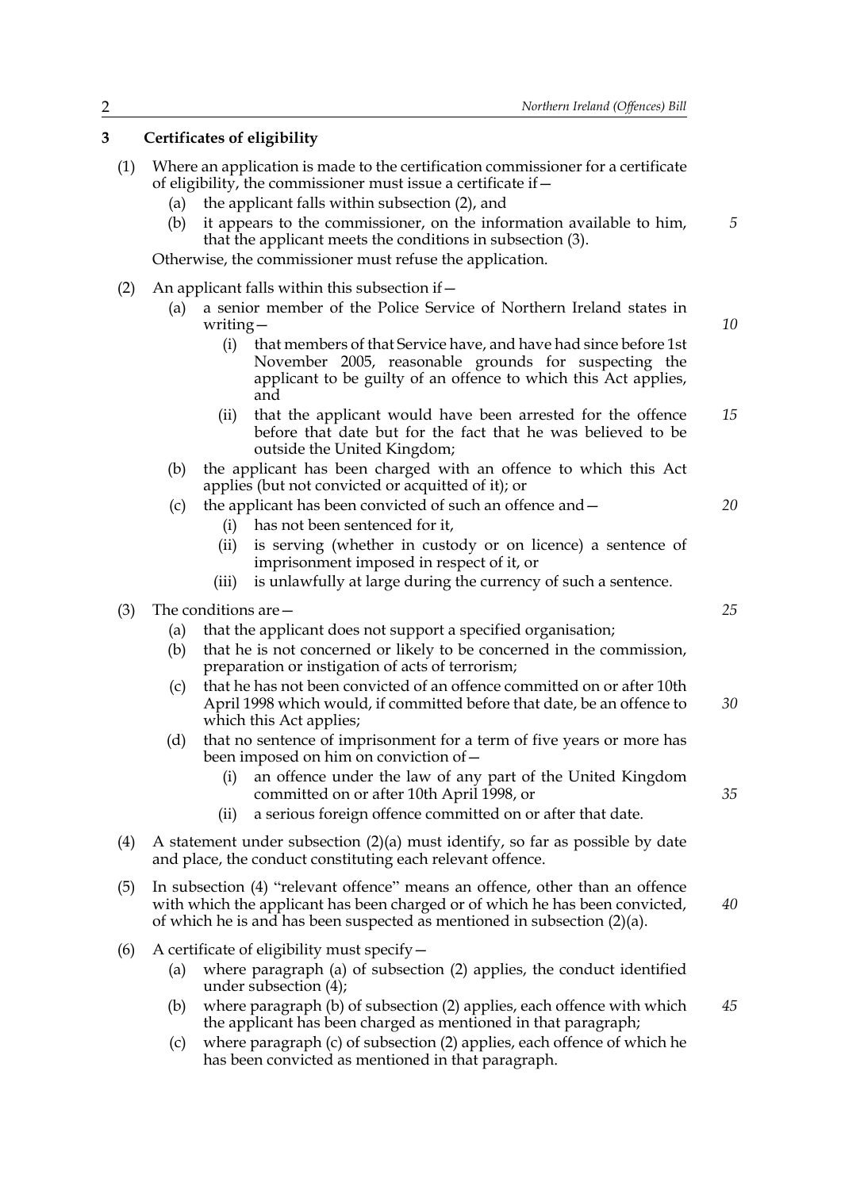### 3 Certificates of eligibility

(1) Where an application is made to the certification commissioner for a certificate of eligibility, the commissioner must issue a certificate if—

- (a) the applicant falls within subsection (2), and
- (b) it appears to the commissioner, on the information available to him, that the applicant meets the conditions in subsection (3).

Otherwise, the commissioner must refuse the application.

(2) An applicant falls within this subsection if—

- (a) a senior member of the Police Service of Northern Ireland states in writing—
  - (i) that members of that Service have, and have had since before 1st November 2005, reasonable grounds for suspecting the applicant to be guilty of an offence to which this Act applies, and
  - (ii) that the applicant would have been arrested for the offence before that date but for the fact that he was believed to be outside the United Kingdom;
- (b) the applicant has been charged with an offence to which this Act applies (but not convicted or acquitted of it); or
- (c) the applicant has been convicted of such an offence and—
  - (i) has not been sentenced for it,
  - (ii) is serving (whether in custody or on licence) a sentence of imprisonment imposed in respect of it, or
  - (iii) is unlawfully at large during the currency of such a sentence.

(3) The conditions are—

- (a) that the applicant does not support a specified organisation;
- (b) that he is not concerned or likely to be concerned in the commission, preparation or instigation of acts of terrorism;
- (c) that he has not been convicted of an offence committed on or after 10th April 1998 which would, if committed before that date, be an offence to which this Act applies;
- (d) that no sentence of imprisonment for a term of five years or more has been imposed on him on conviction of—
  - (i) an offence under the law of any part of the United Kingdom committed on or after 10th April 1998, or
  - (ii) a serious foreign offence committed on or after that date.

(4) A statement under subsection (2)(a) must identify, so far as possible by date and place, the conduct constituting each relevant offence.

(5) In subsection (4) "relevant offence" means an offence, other than an offence with which the applicant has been charged or of which he has been convicted, of which he is and has been suspected as mentioned in subsection (2)(a).

(6) A certificate of eligibility must specify—

- (a) where paragraph (a) of subsection (2) applies, the conduct identified under subsection (4);
- (b) where paragraph (b) of subsection (2) applies, each offence with which the applicant has been charged as mentioned in that paragraph;
- (c) where paragraph (c) of subsection (2) applies, each offence of which he has been convicted as mentioned in that paragraph.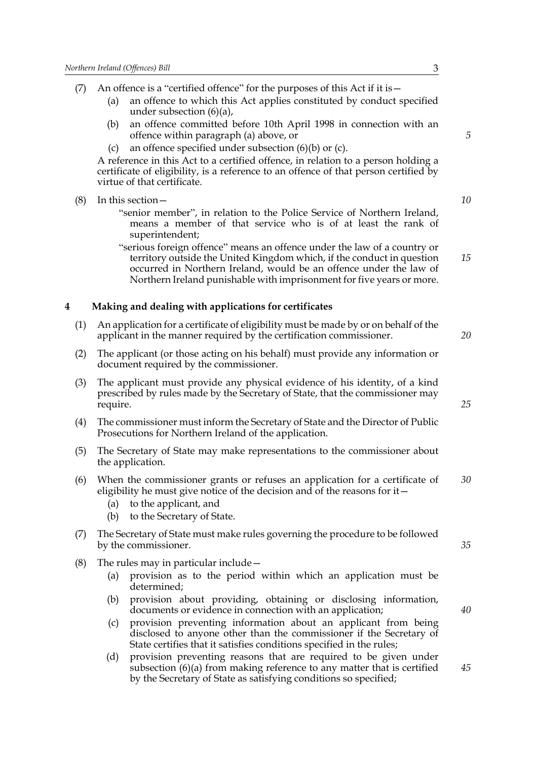(7) An offence is a "certified offence" for the purposes of this Act if it is—

- (a) an offence to which this Act applies constituted by conduct specified under subsection (6)(a),
- (b) an offence committed before 10th April 1998 in connection with an offence within paragraph (a) above, or
- (c) an offence specified under subsection (6)(b) or (c).

A reference in this Act to a certified offence, in relation to a person holding a certificate of eligibility, is a reference to an offence of that person certified by virtue of that certificate.

(8) In this section—

"senior member", in relation to the Police Service of Northern Ireland, means a member of that service who is of at least the rank of superintendent;

"serious foreign offence" means an offence under the law of a country or territory outside the United Kingdom which, if the conduct in question occurred in Northern Ireland, would be an offence under the law of Northern Ireland punishable with imprisonment for five years or more.

## 4 Making and dealing with applications for certificates

(1) An application for a certificate of eligibility must be made by or on behalf of the applicant in the manner required by the certification commissioner.

(2) The applicant (or those acting on his behalf) must provide any information or document required by the commissioner.

(3) The applicant must provide any physical evidence of his identity, of a kind prescribed by rules made by the Secretary of State, that the commissioner may require.

(4) The commissioner must inform the Secretary of State and the Director of Public Prosecutions for Northern Ireland of the application.

(5) The Secretary of State may make representations to the commissioner about the application.

(6) When the commissioner grants or refuses an application for a certificate of eligibility he must give notice of the decision and of the reasons for it—

- (a) to the applicant, and
- (b) to the Secretary of State.

(7) The Secretary of State must make rules governing the procedure to be followed by the commissioner.

(8) The rules may in particular include—

- (a) provision as to the period within which an application must be determined;
- (b) provision about providing, obtaining or disclosing information, documents or evidence in connection with an application;
- (c) provision preventing information about an applicant from being disclosed to anyone other than the commissioner if the Secretary of State certifies that it satisfies conditions specified in the rules;
- (d) provision preventing reasons that are required to be given under subsection (6)(a) from making reference to any matter that is certified by the Secretary of State as satisfying conditions so specified;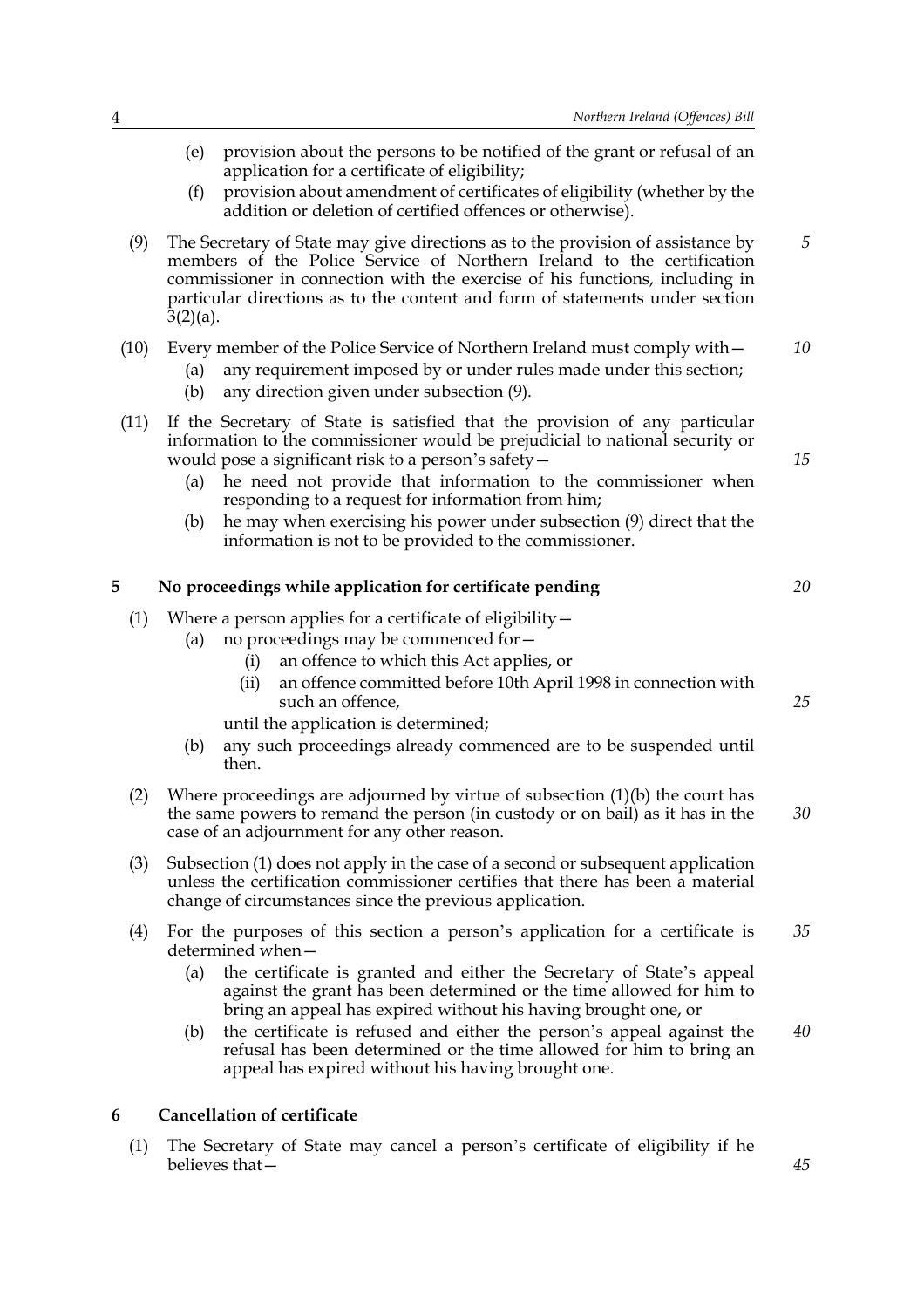(e) provision about the persons to be notified of the grant or refusal of an application for a certificate of eligibility;

(f) provision about amendment of certificates of eligibility (whether by the addition or deletion of certified offences or otherwise).

(9) The Secretary of State may give directions as to the provision of assistance by members of the Police Service of Northern Ireland to the certification commissioner in connection with the exercise of his functions, including in particular directions as to the content and form of statements under section 3(2)(a).

(10) Every member of the Police Service of Northern Ireland must comply with—

(a) any requirement imposed by or under rules made under this section;

(b) any direction given under subsection (9).

(11) If the Secretary of State is satisfied that the provision of any particular information to the commissioner would be prejudicial to national security or would pose a significant risk to a person's safety—

(a) he need not provide that information to the commissioner when responding to a request for information from him;

(b) he may when exercising his power under subsection (9) direct that the information is not to be provided to the commissioner.

## 5 No proceedings while application for certificate pending

(1) Where a person applies for a certificate of eligibility—

(a) no proceedings may be commenced for—

(i) an offence to which this Act applies, or

(ii) an offence committed before 10th April 1998 in connection with such an offence,

until the application is determined;

(b) any such proceedings already commenced are to be suspended until then.

(2) Where proceedings are adjourned by virtue of subsection (1)(b) the court has the same powers to remand the person (in custody or on bail) as it has in the case of an adjournment for any other reason.

(3) Subsection (1) does not apply in the case of a second or subsequent application unless the certification commissioner certifies that there has been a material change of circumstances since the previous application.

(4) For the purposes of this section a person's application for a certificate is determined when—

(a) the certificate is granted and either the Secretary of State's appeal against the grant has been determined or the time allowed for him to bring an appeal has expired without his having brought one, or

(b) the certificate is refused and either the person's appeal against the refusal has been determined or the time allowed for him to bring an appeal has expired without his having brought one.

## 6 Cancellation of certificate

(1) The Secretary of State may cancel a person's certificate of eligibility if he believes that—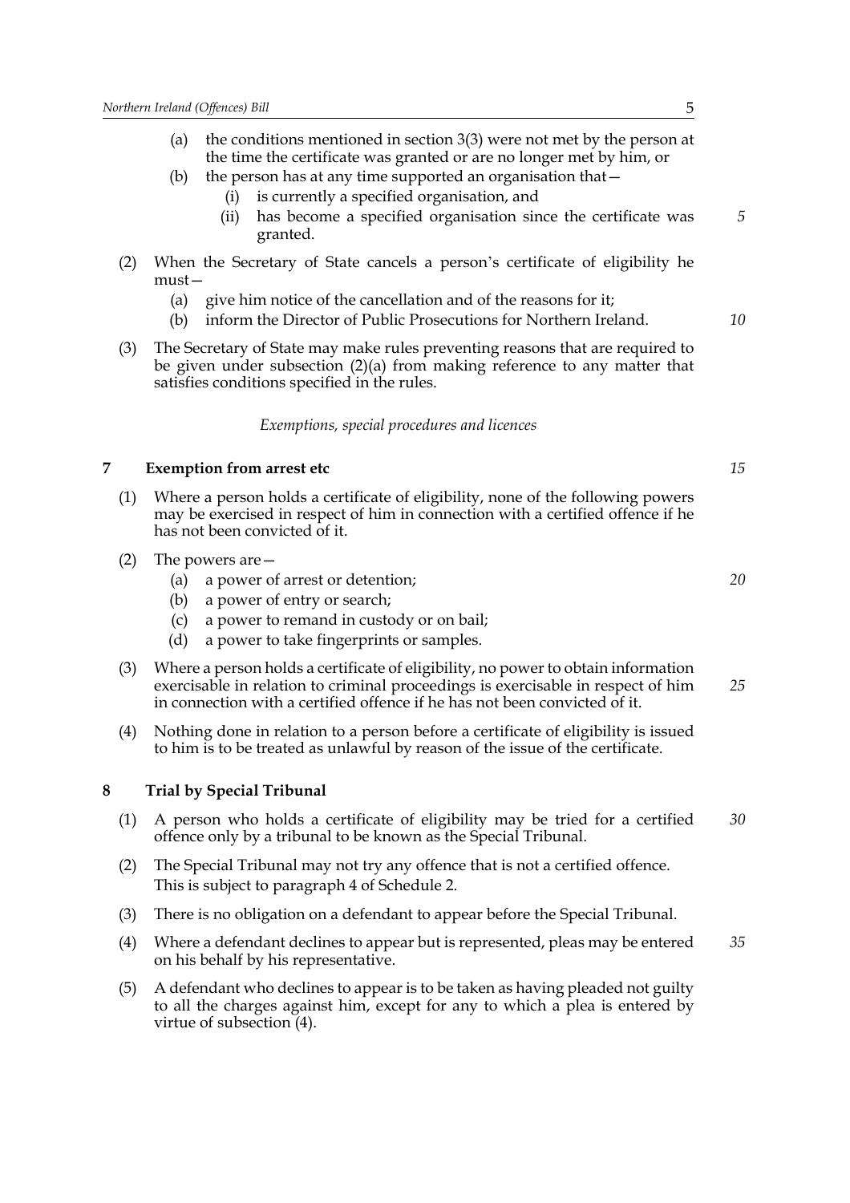(a) the conditions mentioned in section 3(3) were not met by the person at the time the certificate was granted or are no longer met by him, or

(b) the person has at any time supported an organisation that—

  (i) is currently a specified organisation, and

  (ii) has become a specified organisation since the certificate was granted.

(2) When the Secretary of State cancels a person's certificate of eligibility he must—

  (a) give him notice of the cancellation and of the reasons for it;

  (b) inform the Director of Public Prosecutions for Northern Ireland.

(3) The Secretary of State may make rules preventing reasons that are required to be given under subsection (2)(a) from making reference to any matter that satisfies conditions specified in the rules.

*Exemptions, special procedures and licences*

## 7 Exemption from arrest etc

(1) Where a person holds a certificate of eligibility, none of the following powers may be exercised in respect of him in connection with a certified offence if he has not been convicted of it.

(2) The powers are—

  (a) a power of arrest or detention;

  (b) a power of entry or search;

  (c) a power to remand in custody or on bail;

  (d) a power to take fingerprints or samples.

(3) Where a person holds a certificate of eligibility, no power to obtain information exercisable in relation to criminal proceedings is exercisable in respect of him in connection with a certified offence if he has not been convicted of it.

(4) Nothing done in relation to a person before a certificate of eligibility is issued to him is to be treated as unlawful by reason of the issue of the certificate.

## 8 Trial by Special Tribunal

(1) A person who holds a certificate of eligibility may be tried for a certified offence only by a tribunal to be known as the Special Tribunal.

(2) The Special Tribunal may not try any offence that is not a certified offence. This is subject to paragraph 4 of Schedule 2.

(3) There is no obligation on a defendant to appear before the Special Tribunal.

(4) Where a defendant declines to appear but is represented, pleas may be entered on his behalf by his representative.

(5) A defendant who declines to appear is to be taken as having pleaded not guilty to all the charges against him, except for any to which a plea is entered by virtue of subsection (4).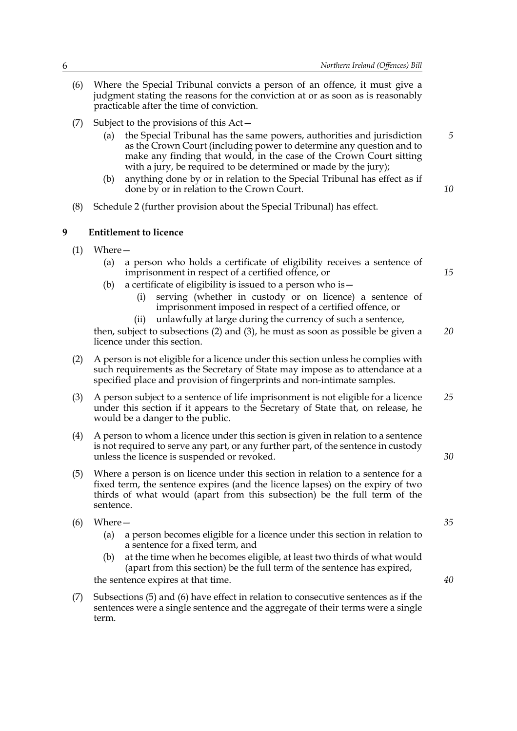(6) Where the Special Tribunal convicts a person of an offence, it must give a judgment stating the reasons for the conviction at or as soon as is reasonably practicable after the time of conviction.

(7) Subject to the provisions of this Act—

- (a) the Special Tribunal has the same powers, authorities and jurisdiction as the Crown Court (including power to determine any question and to make any finding that would, in the case of the Crown Court sitting with a jury, be required to be determined or made by the jury);
- (b) anything done by or in relation to the Special Tribunal has effect as if done by or in relation to the Crown Court.

(8) Schedule 2 (further provision about the Special Tribunal) has effect.

## 9 Entitlement to licence

(1) Where—

- (a) a person who holds a certificate of eligibility receives a sentence of imprisonment in respect of a certified offence, or
- (b) a certificate of eligibility is issued to a person who is—
  - (i) serving (whether in custody or on licence) a sentence of imprisonment imposed in respect of a certified offence, or
  - (ii) unlawfully at large during the currency of such a sentence,

then, subject to subsections (2) and (3), he must as soon as possible be given a licence under this section.

(2) A person is not eligible for a licence under this section unless he complies with such requirements as the Secretary of State may impose as to attendance at a specified place and provision of fingerprints and non-intimate samples.

(3) A person subject to a sentence of life imprisonment is not eligible for a licence under this section if it appears to the Secretary of State that, on release, he would be a danger to the public.

(4) A person to whom a licence under this section is given in relation to a sentence is not required to serve any part, or any further part, of the sentence in custody unless the licence is suspended or revoked.

(5) Where a person is on licence under this section in relation to a sentence for a fixed term, the sentence expires (and the licence lapses) on the expiry of two thirds of what would (apart from this subsection) be the full term of the sentence.

(6) Where—

- (a) a person becomes eligible for a licence under this section in relation to a sentence for a fixed term, and
- (b) at the time when he becomes eligible, at least two thirds of what would (apart from this section) be the full term of the sentence has expired,

the sentence expires at that time.

(7) Subsections (5) and (6) have effect in relation to consecutive sentences as if the sentences were a single sentence and the aggregate of their terms were a single term.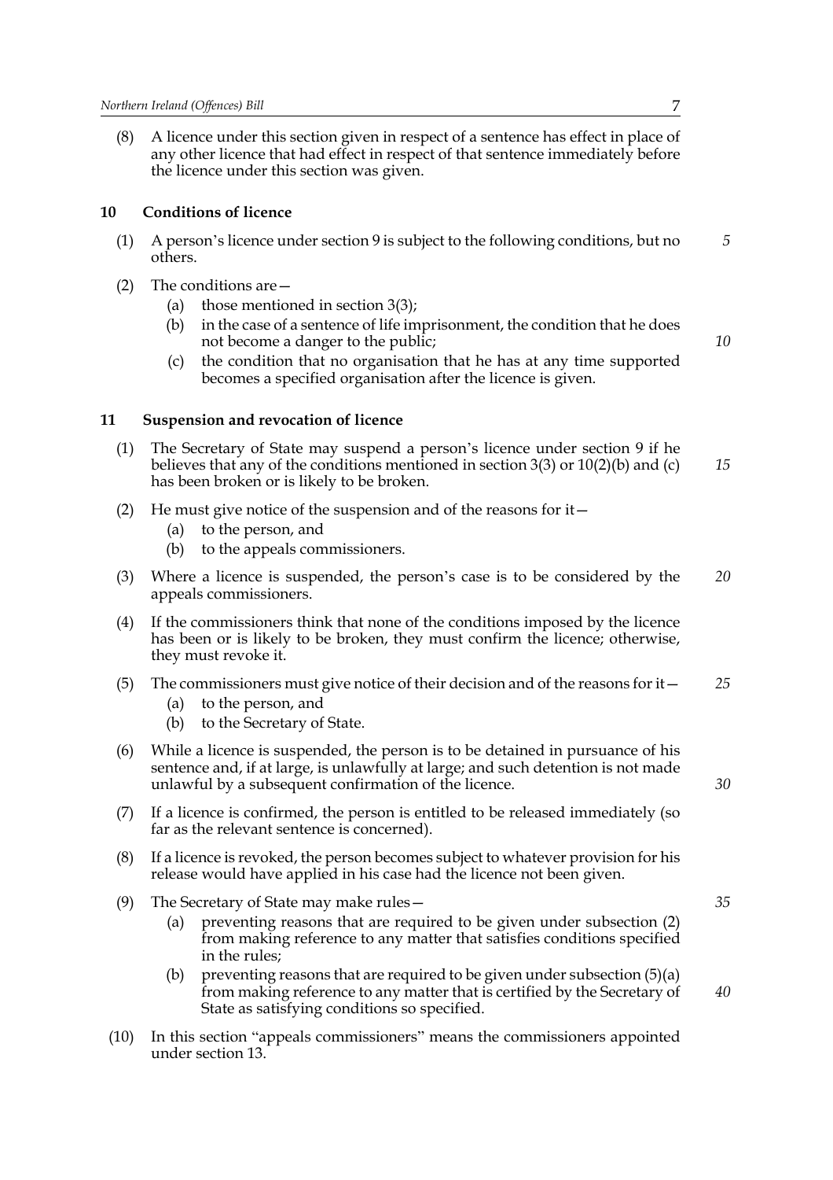(8) A licence under this section given in respect of a sentence has effect in place of any other licence that had effect in respect of that sentence immediately before the licence under this section was given.

## 10 Conditions of licence

(1) A person's licence under section 9 is subject to the following conditions, but no others.

(2) The conditions are—

- (a) those mentioned in section 3(3);
- (b) in the case of a sentence of life imprisonment, the condition that he does not become a danger to the public;
- (c) the condition that no organisation that he has at any time supported becomes a specified organisation after the licence is given.

## 11 Suspension and revocation of licence

(1) The Secretary of State may suspend a person's licence under section 9 if he believes that any of the conditions mentioned in section 3(3) or 10(2)(b) and (c) has been broken or is likely to be broken.

(2) He must give notice of the suspension and of the reasons for it—

- (a) to the person, and
- (b) to the appeals commissioners.

(3) Where a licence is suspended, the person's case is to be considered by the appeals commissioners.

(4) If the commissioners think that none of the conditions imposed by the licence has been or is likely to be broken, they must confirm the licence; otherwise, they must revoke it.

(5) The commissioners must give notice of their decision and of the reasons for it—

- (a) to the person, and
- (b) to the Secretary of State.

(6) While a licence is suspended, the person is to be detained in pursuance of his sentence and, if at large, is unlawfully at large; and such detention is not made unlawful by a subsequent confirmation of the licence.

(7) If a licence is confirmed, the person is entitled to be released immediately (so far as the relevant sentence is concerned).

(8) If a licence is revoked, the person becomes subject to whatever provision for his release would have applied in his case had the licence not been given.

(9) The Secretary of State may make rules—

- (a) preventing reasons that are required to be given under subsection (2) from making reference to any matter that satisfies conditions specified in the rules;
- (b) preventing reasons that are required to be given under subsection (5)(a) from making reference to any matter that is certified by the Secretary of State as satisfying conditions so specified.

(10) In this section "appeals commissioners" means the commissioners appointed under section 13.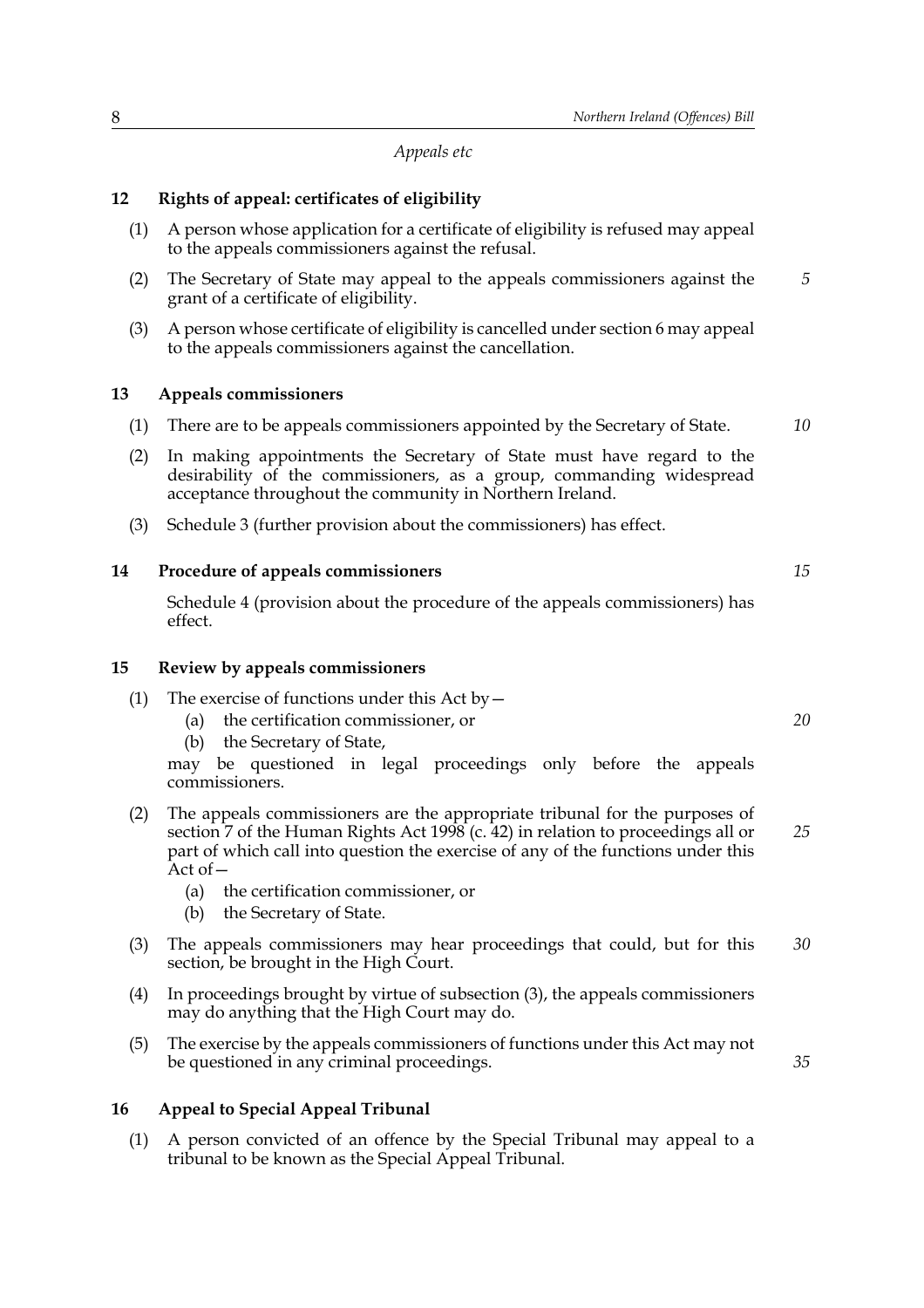*Appeals etc*

**12 Rights of appeal: certificates of eligibility**

(1) A person whose application for a certificate of eligibility is refused may appeal to the appeals commissioners against the refusal.

(2) The Secretary of State may appeal to the appeals commissioners against the grant of a certificate of eligibility.

(3) A person whose certificate of eligibility is cancelled under section 6 may appeal to the appeals commissioners against the cancellation.

**13 Appeals commissioners**

(1) There are to be appeals commissioners appointed by the Secretary of State.

(2) In making appointments the Secretary of State must have regard to the desirability of the commissioners, as a group, commanding widespread acceptance throughout the community in Northern Ireland.

(3) Schedule 3 (further provision about the commissioners) has effect.

**14 Procedure of appeals commissioners**

Schedule 4 (provision about the procedure of the appeals commissioners) has effect.

**15 Review by appeals commissioners**

(1) The exercise of functions under this Act by—

(a) the certification commissioner, or

(b) the Secretary of State,

may be questioned in legal proceedings only before the appeals commissioners.

(2) The appeals commissioners are the appropriate tribunal for the purposes of section 7 of the Human Rights Act 1998 (c. 42) in relation to proceedings all or part of which call into question the exercise of any of the functions under this Act of—

(a) the certification commissioner, or

(b) the Secretary of State.

(3) The appeals commissioners may hear proceedings that could, but for this section, be brought in the High Court.

(4) In proceedings brought by virtue of subsection (3), the appeals commissioners may do anything that the High Court may do.

(5) The exercise by the appeals commissioners of functions under this Act may not be questioned in any criminal proceedings.

**16 Appeal to Special Appeal Tribunal**

(1) A person convicted of an offence by the Special Tribunal may appeal to a tribunal to be known as the Special Appeal Tribunal.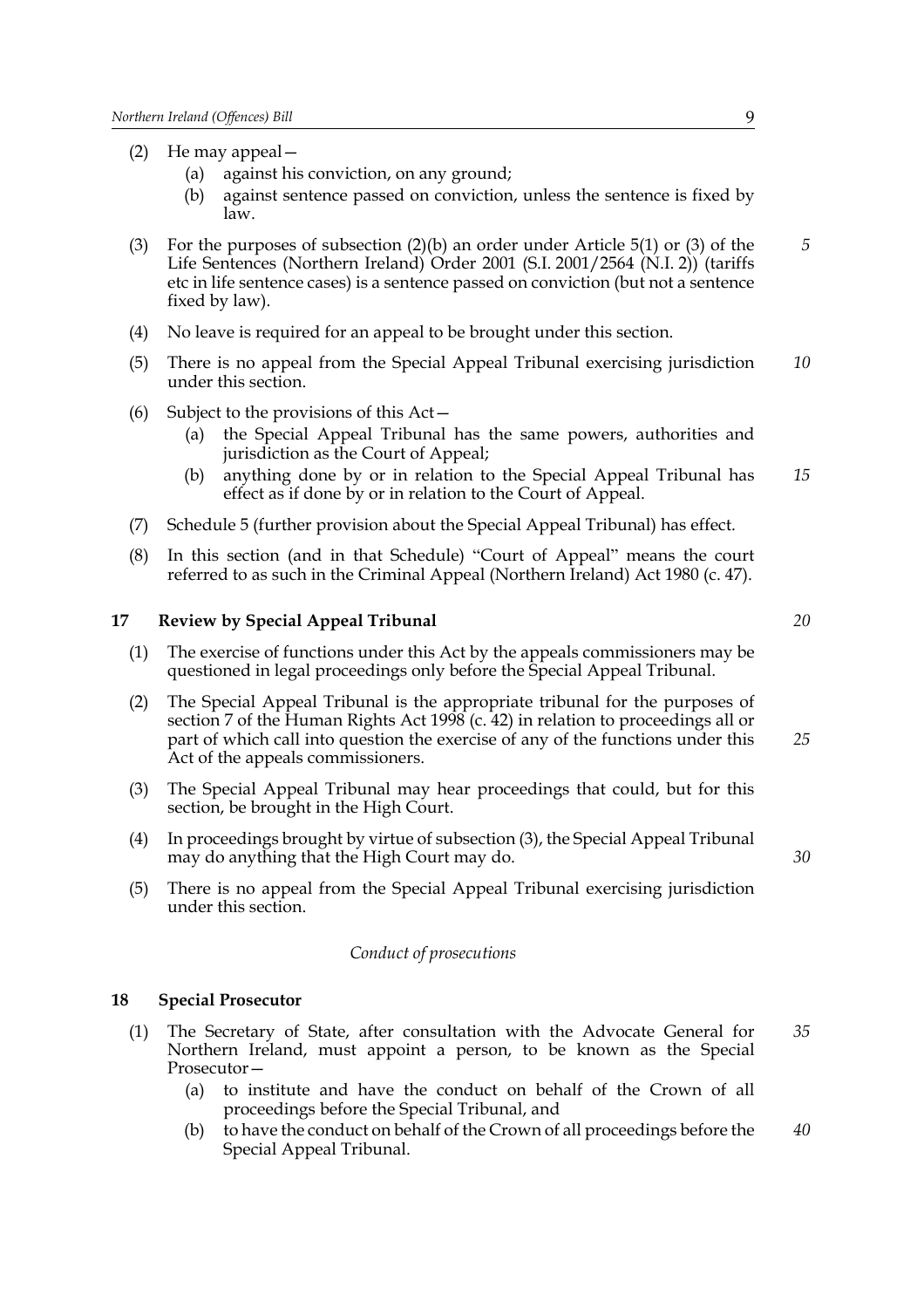(2) He may appeal—

  (a) against his conviction, on any ground;

  (b) against sentence passed on conviction, unless the sentence is fixed by law.

(3) For the purposes of subsection (2)(b) an order under Article 5(1) or (3) of the Life Sentences (Northern Ireland) Order 2001 (S.I. 2001/2564 (N.I. 2)) (tariffs etc in life sentence cases) is a sentence passed on conviction (but not a sentence fixed by law).

(4) No leave is required for an appeal to be brought under this section.

(5) There is no appeal from the Special Appeal Tribunal exercising jurisdiction under this section.

(6) Subject to the provisions of this Act—

  (a) the Special Appeal Tribunal has the same powers, authorities and jurisdiction as the Court of Appeal;

  (b) anything done by or in relation to the Special Appeal Tribunal has effect as if done by or in relation to the Court of Appeal.

(7) Schedule 5 (further provision about the Special Appeal Tribunal) has effect.

(8) In this section (and in that Schedule) "Court of Appeal" means the court referred to as such in the Criminal Appeal (Northern Ireland) Act 1980 (c. 47).

### 17 Review by Special Appeal Tribunal

(1) The exercise of functions under this Act by the appeals commissioners may be questioned in legal proceedings only before the Special Appeal Tribunal.

(2) The Special Appeal Tribunal is the appropriate tribunal for the purposes of section 7 of the Human Rights Act 1998 (c. 42) in relation to proceedings all or part of which call into question the exercise of any of the functions under this Act of the appeals commissioners.

(3) The Special Appeal Tribunal may hear proceedings that could, but for this section, be brought in the High Court.

(4) In proceedings brought by virtue of subsection (3), the Special Appeal Tribunal may do anything that the High Court may do.

(5) There is no appeal from the Special Appeal Tribunal exercising jurisdiction under this section.

*Conduct of prosecutions*

### 18 Special Prosecutor

(1) The Secretary of State, after consultation with the Advocate General for Northern Ireland, must appoint a person, to be known as the Special Prosecutor—

  (a) to institute and have the conduct on behalf of the Crown of all proceedings before the Special Tribunal, and

  (b) to have the conduct on behalf of the Crown of all proceedings before the Special Appeal Tribunal.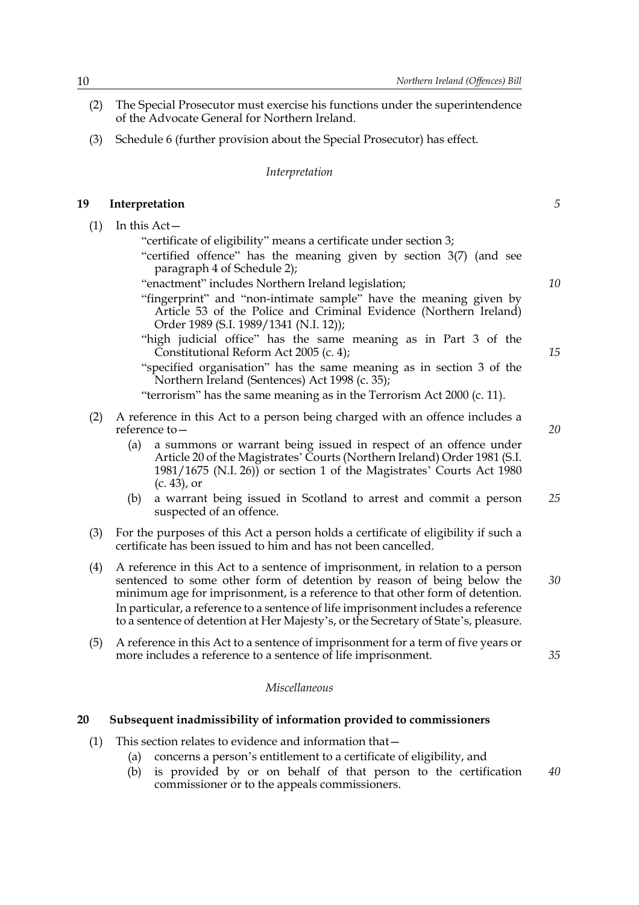(2) The Special Prosecutor must exercise his functions under the superintendence of the Advocate General for Northern Ireland.

(3) Schedule 6 (further provision about the Special Prosecutor) has effect.

*Interpretation*

## 19 Interpretation

(1) In this Act—

"certificate of eligibility" means a certificate under section 3;

"certified offence" has the meaning given by section 3(7) (and see paragraph 4 of Schedule 2);

"enactment" includes Northern Ireland legislation;

"fingerprint" and "non-intimate sample" have the meaning given by Article 53 of the Police and Criminal Evidence (Northern Ireland) Order 1989 (S.I. 1989/1341 (N.I. 12));

"high judicial office" has the same meaning as in Part 3 of the Constitutional Reform Act 2005 (c. 4);

"specified organisation" has the same meaning as in section 3 of the Northern Ireland (Sentences) Act 1998 (c. 35);

"terrorism" has the same meaning as in the Terrorism Act 2000 (c. 11).

(2) A reference in this Act to a person being charged with an offence includes a reference to—

(a) a summons or warrant being issued in respect of an offence under Article 20 of the Magistrates' Courts (Northern Ireland) Order 1981 (S.I. 1981/1675 (N.I. 26)) or section 1 of the Magistrates' Courts Act 1980 (c. 43), or

(b) a warrant being issued in Scotland to arrest and commit a person suspected of an offence.

(3) For the purposes of this Act a person holds a certificate of eligibility if such a certificate has been issued to him and has not been cancelled.

(4) A reference in this Act to a sentence of imprisonment, in relation to a person sentenced to some other form of detention by reason of being below the minimum age for imprisonment, is a reference to that other form of detention. In particular, a reference to a sentence of life imprisonment includes a reference to a sentence of detention at Her Majesty's, or the Secretary of State's, pleasure.

(5) A reference in this Act to a sentence of imprisonment for a term of five years or more includes a reference to a sentence of life imprisonment.

*Miscellaneous*

## 20 Subsequent inadmissibility of information provided to commissioners

(1) This section relates to evidence and information that—

(a) concerns a person's entitlement to a certificate of eligibility, and

(b) is provided by or on behalf of that person to the certification commissioner or to the appeals commissioners.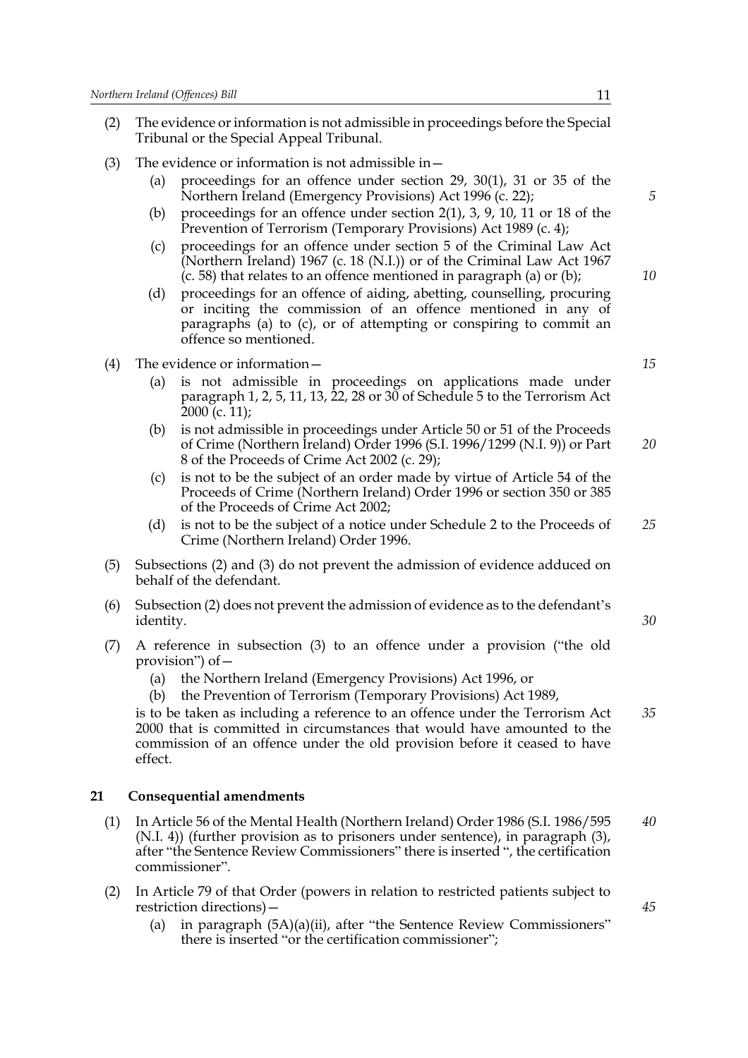(2) The evidence or information is not admissible in proceedings before the Special Tribunal or the Special Appeal Tribunal.

(3) The evidence or information is not admissible in—

   (a) proceedings for an offence under section 29, 30(1), 31 or 35 of the Northern Ireland (Emergency Provisions) Act 1996 (c. 22);

   (b) proceedings for an offence under section 2(1), 3, 9, 10, 11 or 18 of the Prevention of Terrorism (Temporary Provisions) Act 1989 (c. 4);

   (c) proceedings for an offence under section 5 of the Criminal Law Act (Northern Ireland) 1967 (c. 18 (N.I.)) or of the Criminal Law Act 1967 (c. 58) that relates to an offence mentioned in paragraph (a) or (b);

   (d) proceedings for an offence of aiding, abetting, counselling, procuring or inciting the commission of an offence mentioned in any of paragraphs (a) to (c), or of attempting or conspiring to commit an offence so mentioned.

(4) The evidence or information—

   (a) is not admissible in proceedings on applications made under paragraph 1, 2, 5, 11, 13, 22, 28 or 30 of Schedule 5 to the Terrorism Act 2000 (c. 11);

   (b) is not admissible in proceedings under Article 50 or 51 of the Proceeds of Crime (Northern Ireland) Order 1996 (S.I. 1996/1299 (N.I. 9)) or Part 8 of the Proceeds of Crime Act 2002 (c. 29);

   (c) is not to be the subject of an order made by virtue of Article 54 of the Proceeds of Crime (Northern Ireland) Order 1996 or section 350 or 385 of the Proceeds of Crime Act 2002;

   (d) is not to be the subject of a notice under Schedule 2 to the Proceeds of Crime (Northern Ireland) Order 1996.

(5) Subsections (2) and (3) do not prevent the admission of evidence adduced on behalf of the defendant.

(6) Subsection (2) does not prevent the admission of evidence as to the defendant's identity.

(7) A reference in subsection (3) to an offence under a provision ("the old provision") of—

   (a) the Northern Ireland (Emergency Provisions) Act 1996, or

   (b) the Prevention of Terrorism (Temporary Provisions) Act 1989,

   is to be taken as including a reference to an offence under the Terrorism Act 2000 that is committed in circumstances that would have amounted to the commission of an offence under the old provision before it ceased to have effect.

### 21 Consequential amendments

(1) In Article 56 of the Mental Health (Northern Ireland) Order 1986 (S.I. 1986/595 (N.I. 4)) (further provision as to prisoners under sentence), in paragraph (3), after "the Sentence Review Commissioners" there is inserted ", the certification commissioner".

(2) In Article 79 of that Order (powers in relation to restricted patients subject to restriction directions)—

   (a) in paragraph (5A)(a)(ii), after "the Sentence Review Commissioners" there is inserted "or the certification commissioner";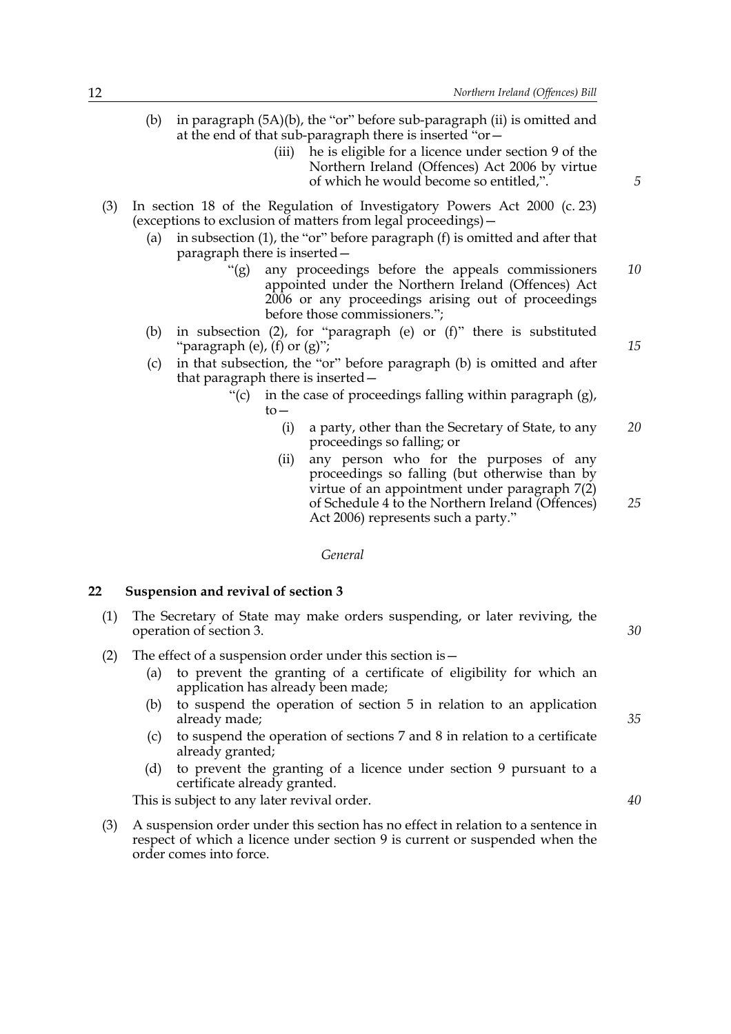(b) in paragraph (5A)(b), the "or" before sub-paragraph (ii) is omitted and at the end of that sub-paragraph there is inserted "or—

(iii) he is eligible for a licence under section 9 of the Northern Ireland (Offences) Act 2006 by virtue of which he would become so entitled,".

(3) In section 18 of the Regulation of Investigatory Powers Act 2000 (c. 23) (exceptions to exclusion of matters from legal proceedings)—

(a) in subsection (1), the "or" before paragraph (f) is omitted and after that paragraph there is inserted—

"(g) any proceedings before the appeals commissioners appointed under the Northern Ireland (Offences) Act 2006 or any proceedings arising out of proceedings before those commissioners.";

(b) in subsection (2), for "paragraph (e) or (f)" there is substituted "paragraph (e), (f) or (g)";

(c) in that subsection, the "or" before paragraph (b) is omitted and after that paragraph there is inserted—

"(c) in the case of proceedings falling within paragraph (g), to—

(i) a party, other than the Secretary of State, to any proceedings so falling; or

(ii) any person who for the purposes of any proceedings so falling (but otherwise than by virtue of an appointment under paragraph 7(2) of Schedule 4 to the Northern Ireland (Offences) Act 2006) represents such a party."

*General*

## 22 Suspension and revival of section 3

(1) The Secretary of State may make orders suspending, or later reviving, the operation of section 3.

(2) The effect of a suspension order under this section is—

(a) to prevent the granting of a certificate of eligibility for which an application has already been made;

(b) to suspend the operation of section 5 in relation to an application already made;

(c) to suspend the operation of sections 7 and 8 in relation to a certificate already granted;

(d) to prevent the granting of a licence under section 9 pursuant to a certificate already granted.

This is subject to any later revival order.

(3) A suspension order under this section has no effect in relation to a sentence in respect of which a licence under section 9 is current or suspended when the order comes into force.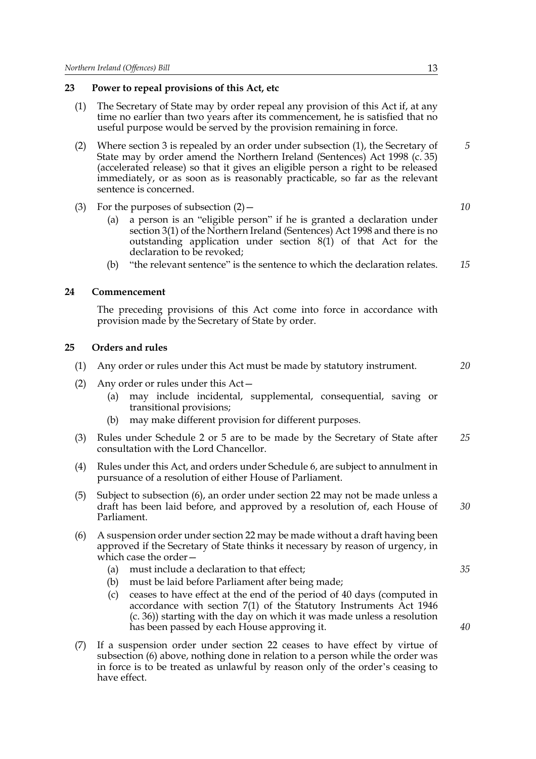## 23 Power to repeal provisions of this Act, etc

(1) The Secretary of State may by order repeal any provision of this Act if, at any time no earlier than two years after its commencement, he is satisfied that no useful purpose would be served by the provision remaining in force.

(2) Where section 3 is repealed by an order under subsection (1), the Secretary of State may by order amend the Northern Ireland (Sentences) Act 1998 (c. 35) (accelerated release) so that it gives an eligible person a right to be released immediately, or as soon as is reasonably practicable, so far as the relevant sentence is concerned.

(3) For the purposes of subsection (2)—

- (a) a person is an "eligible person" if he is granted a declaration under section 3(1) of the Northern Ireland (Sentences) Act 1998 and there is no outstanding application under section 8(1) of that Act for the declaration to be revoked;
- (b) "the relevant sentence" is the sentence to which the declaration relates.

## 24 Commencement

The preceding provisions of this Act come into force in accordance with provision made by the Secretary of State by order.

## 25 Orders and rules

(1) Any order or rules under this Act must be made by statutory instrument.

(2) Any order or rules under this Act—

- (a) may include incidental, supplemental, consequential, saving or transitional provisions;
- (b) may make different provision for different purposes.

(3) Rules under Schedule 2 or 5 are to be made by the Secretary of State after consultation with the Lord Chancellor.

(4) Rules under this Act, and orders under Schedule 6, are subject to annulment in pursuance of a resolution of either House of Parliament.

(5) Subject to subsection (6), an order under section 22 may not be made unless a draft has been laid before, and approved by a resolution of, each House of Parliament.

(6) A suspension order under section 22 may be made without a draft having been approved if the Secretary of State thinks it necessary by reason of urgency, in which case the order—

- (a) must include a declaration to that effect;
- (b) must be laid before Parliament after being made;
- (c) ceases to have effect at the end of the period of 40 days (computed in accordance with section 7(1) of the Statutory Instruments Act 1946 (c. 36)) starting with the day on which it was made unless a resolution has been passed by each House approving it.

(7) If a suspension order under section 22 ceases to have effect by virtue of subsection (6) above, nothing done in relation to a person while the order was in force is to be treated as unlawful by reason only of the order's ceasing to have effect.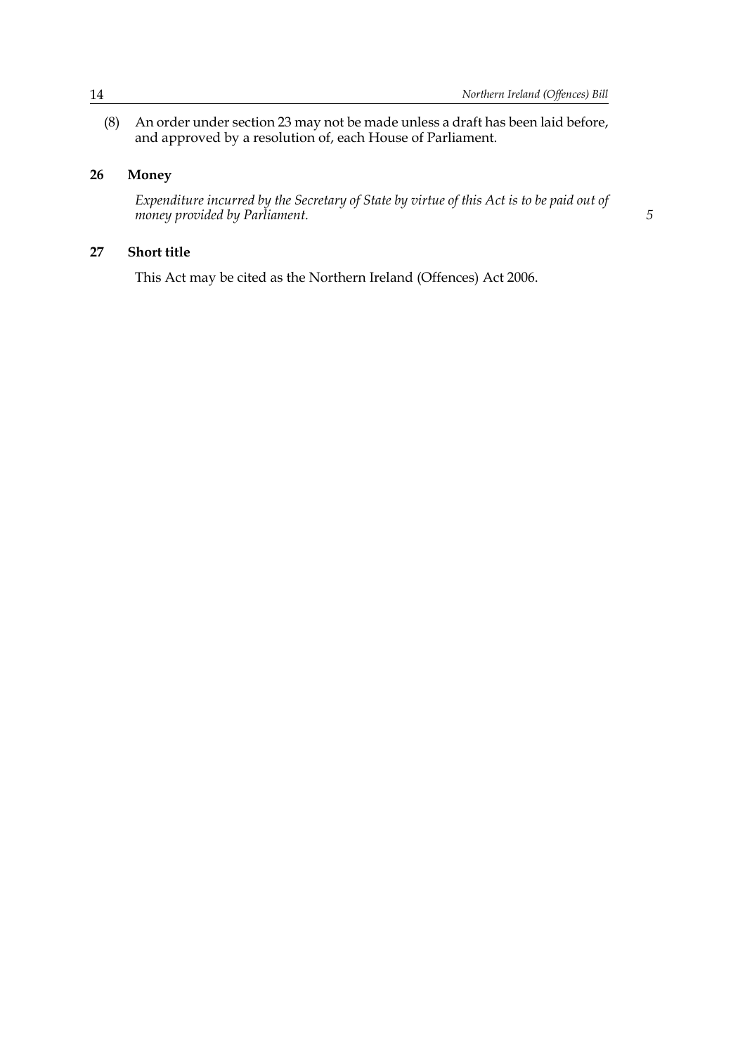(8) An order under section 23 may not be made unless a draft has been laid before, and approved by a resolution of, each House of Parliament.

## 26 Money

*Expenditure incurred by the Secretary of State by virtue of this Act is to be paid out of money provided by Parliament.*

## 27 Short title

This Act may be cited as the Northern Ireland (Offences) Act 2006.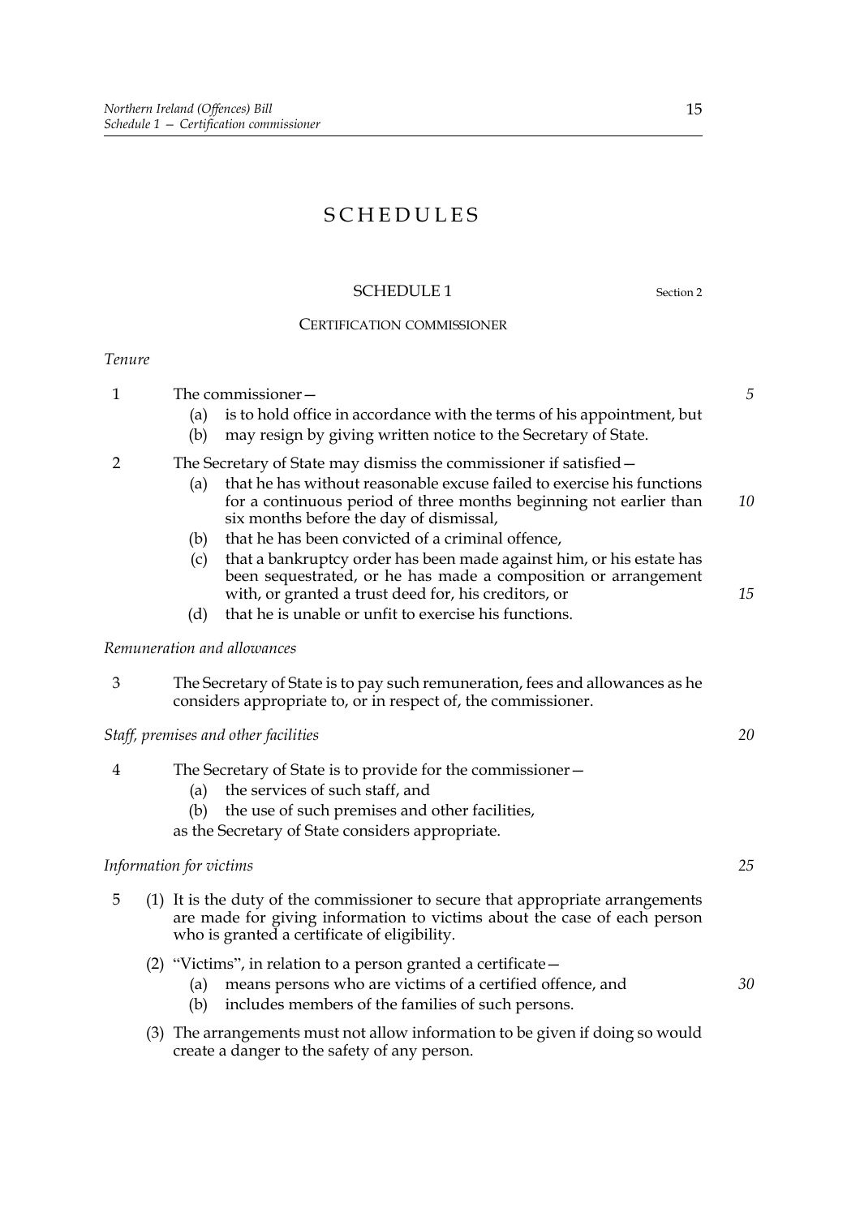# SCHEDULES

## SCHEDULE 1

Section 2

### CERTIFICATION COMMISSIONER

*Tenure*

1 The commissioner—

(a) is to hold office in accordance with the terms of his appointment, but

(b) may resign by giving written notice to the Secretary of State.

2 The Secretary of State may dismiss the commissioner if satisfied—

(a) that he has without reasonable excuse failed to exercise his functions for a continuous period of three months beginning not earlier than six months before the day of dismissal,

(b) that he has been convicted of a criminal offence,

(c) that a bankruptcy order has been made against him, or his estate has been sequestrated, or he has made a composition or arrangement with, or granted a trust deed for, his creditors, or

(d) that he is unable or unfit to exercise his functions.

*Remuneration and allowances*

3 The Secretary of State is to pay such remuneration, fees and allowances as he considers appropriate to, or in respect of, the commissioner.

*Staff, premises and other facilities*

4 The Secretary of State is to provide for the commissioner—

(a) the services of such staff, and

(b) the use of such premises and other facilities,

as the Secretary of State considers appropriate.

*Information for victims*

5 (1) It is the duty of the commissioner to secure that appropriate arrangements are made for giving information to victims about the case of each person who is granted a certificate of eligibility.

(2) "Victims", in relation to a person granted a certificate—

(a) means persons who are victims of a certified offence, and

(b) includes members of the families of such persons.

(3) The arrangements must not allow information to be given if doing so would create a danger to the safety of any person.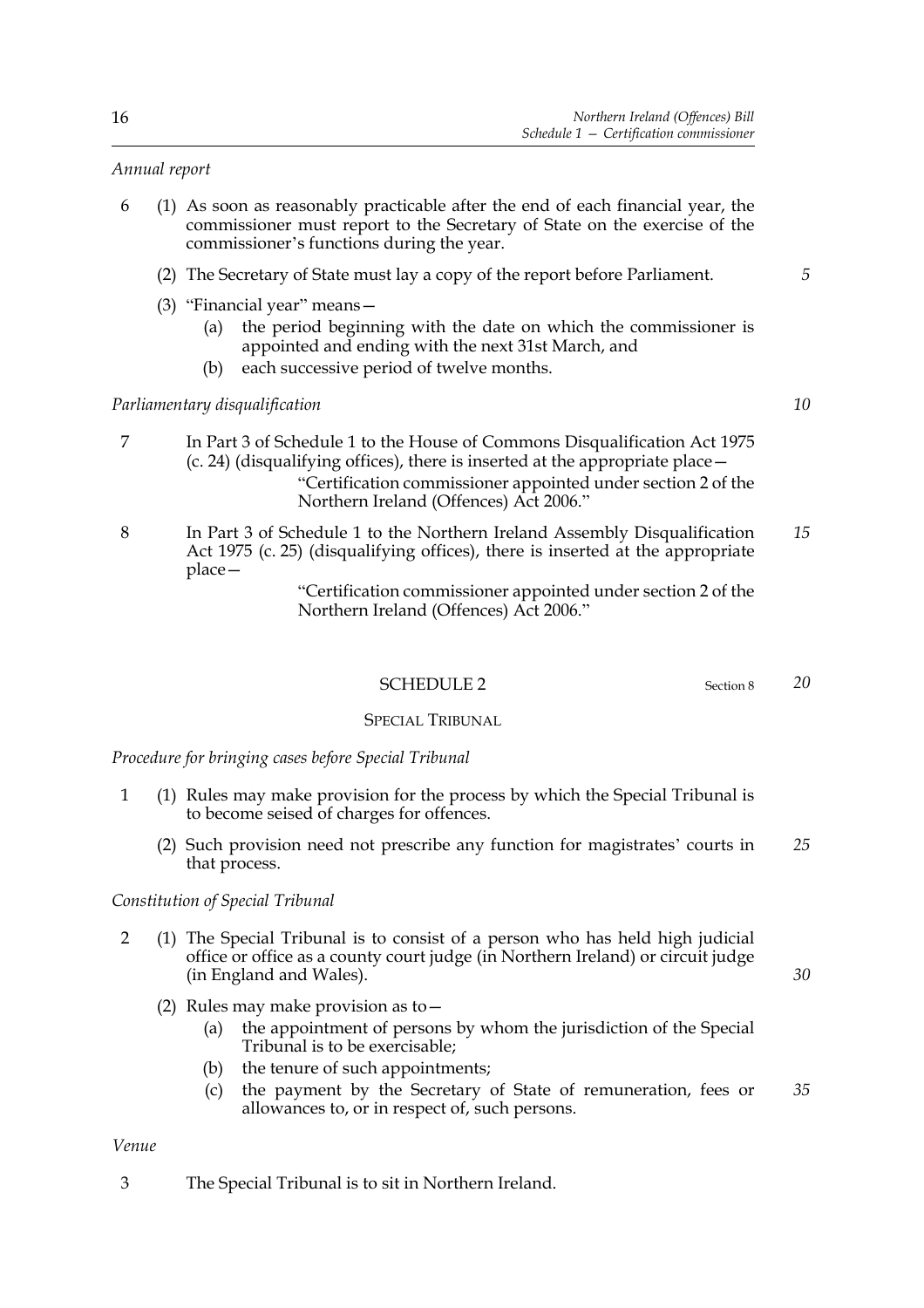*Annual report*

6 (1) As soon as reasonably practicable after the end of each financial year, the commissioner must report to the Secretary of State on the exercise of the commissioner's functions during the year.

(2) The Secretary of State must lay a copy of the report before Parliament.

(3) "Financial year" means—

(a) the period beginning with the date on which the commissioner is appointed and ending with the next 31st March, and

(b) each successive period of twelve months.

*Parliamentary disqualification*

7 In Part 3 of Schedule 1 to the House of Commons Disqualification Act 1975 (c. 24) (disqualifying offices), there is inserted at the appropriate place—

"Certification commissioner appointed under section 2 of the Northern Ireland (Offences) Act 2006."

8 In Part 3 of Schedule 1 to the Northern Ireland Assembly Disqualification Act 1975 (c. 25) (disqualifying offices), there is inserted at the appropriate place—

"Certification commissioner appointed under section 2 of the Northern Ireland (Offences) Act 2006."

## SCHEDULE 2

Section 8

### SPECIAL TRIBUNAL

*Procedure for bringing cases before Special Tribunal*

1 (1) Rules may make provision for the process by which the Special Tribunal is to become seised of charges for offences.

(2) Such provision need not prescribe any function for magistrates' courts in that process.

*Constitution of Special Tribunal*

2 (1) The Special Tribunal is to consist of a person who has held high judicial office or office as a county court judge (in Northern Ireland) or circuit judge (in England and Wales).

(2) Rules may make provision as to—

(a) the appointment of persons by whom the jurisdiction of the Special Tribunal is to be exercisable;

(b) the tenure of such appointments;

(c) the payment by the Secretary of State of remuneration, fees or allowances to, or in respect of, such persons.

*Venue*

3 The Special Tribunal is to sit in Northern Ireland.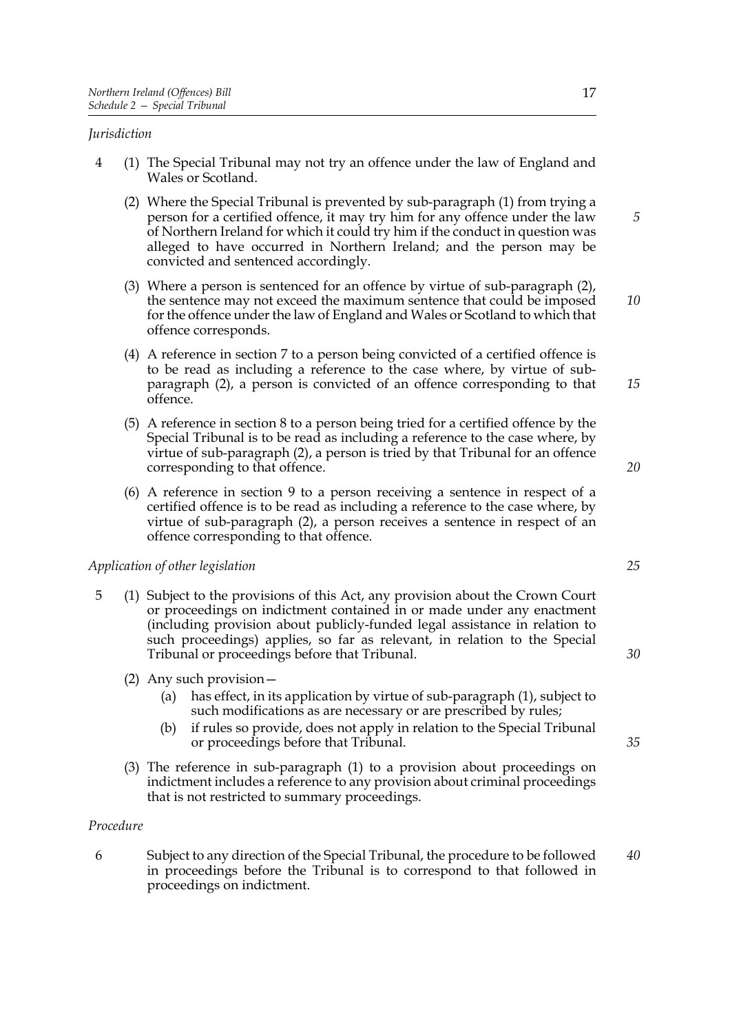*Jurisdiction*

4 (1) The Special Tribunal may not try an offence under the law of England and Wales or Scotland.

(2) Where the Special Tribunal is prevented by sub-paragraph (1) from trying a person for a certified offence, it may try him for any offence under the law of Northern Ireland for which it could try him if the conduct in question was alleged to have occurred in Northern Ireland; and the person may be convicted and sentenced accordingly.

(3) Where a person is sentenced for an offence by virtue of sub-paragraph (2), the sentence may not exceed the maximum sentence that could be imposed for the offence under the law of England and Wales or Scotland to which that offence corresponds.

(4) A reference in section 7 to a person being convicted of a certified offence is to be read as including a reference to the case where, by virtue of sub-paragraph (2), a person is convicted of an offence corresponding to that offence.

(5) A reference in section 8 to a person being tried for a certified offence by the Special Tribunal is to be read as including a reference to the case where, by virtue of sub-paragraph (2), a person is tried by that Tribunal for an offence corresponding to that offence.

(6) A reference in section 9 to a person receiving a sentence in respect of a certified offence is to be read as including a reference to the case where, by virtue of sub-paragraph (2), a person receives a sentence in respect of an offence corresponding to that offence.

*Application of other legislation*

5 (1) Subject to the provisions of this Act, any provision about the Crown Court or proceedings on indictment contained in or made under any enactment (including provision about publicly-funded legal assistance in relation to such proceedings) applies, so far as relevant, in relation to the Special Tribunal or proceedings before that Tribunal.

(2) Any such provision—

(a) has effect, in its application by virtue of sub-paragraph (1), subject to such modifications as are necessary or are prescribed by rules;

(b) if rules so provide, does not apply in relation to the Special Tribunal or proceedings before that Tribunal.

(3) The reference in sub-paragraph (1) to a provision about proceedings on indictment includes a reference to any provision about criminal proceedings that is not restricted to summary proceedings.

*Procedure*

6 Subject to any direction of the Special Tribunal, the procedure to be followed in proceedings before the Tribunal is to correspond to that followed in proceedings on indictment.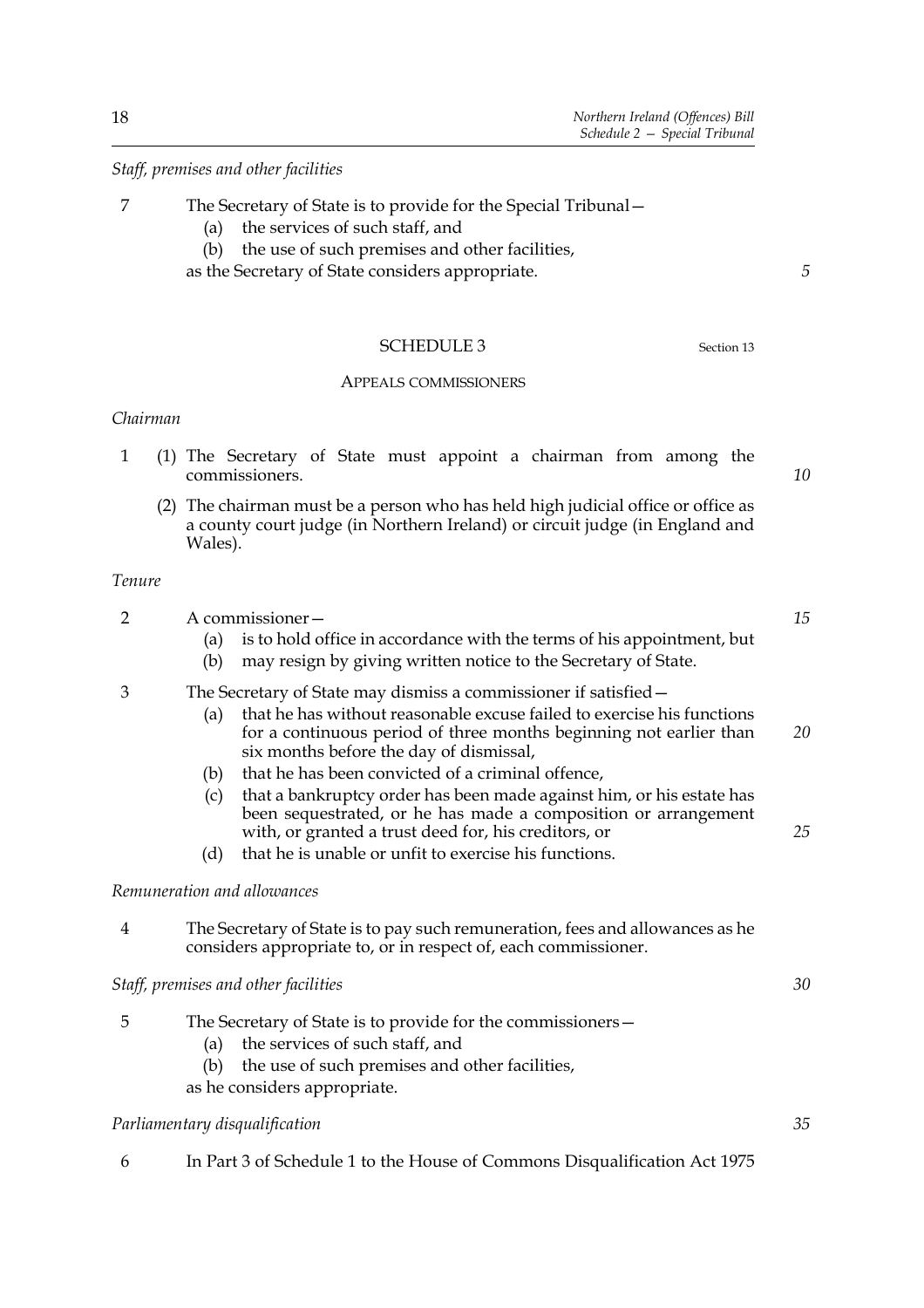*Staff, premises and other facilities*

7 The Secretary of State is to provide for the Special Tribunal—

(a) the services of such staff, and

(b) the use of such premises and other facilities,

as the Secretary of State considers appropriate.

## SCHEDULE 3

Section 13

### APPEALS COMMISSIONERS

*Chairman*

1 (1) The Secretary of State must appoint a chairman from among the commissioners.

(2) The chairman must be a person who has held high judicial office or office as a county court judge (in Northern Ireland) or circuit judge (in England and Wales).

*Tenure*

2 A commissioner—

(a) is to hold office in accordance with the terms of his appointment, but

(b) may resign by giving written notice to the Secretary of State.

3 The Secretary of State may dismiss a commissioner if satisfied—

(a) that he has without reasonable excuse failed to exercise his functions for a continuous period of three months beginning not earlier than six months before the day of dismissal,

(b) that he has been convicted of a criminal offence,

(c) that a bankruptcy order has been made against him, or his estate has been sequestrated, or he has made a composition or arrangement with, or granted a trust deed for, his creditors, or

(d) that he is unable or unfit to exercise his functions.

*Remuneration and allowances*

4 The Secretary of State is to pay such remuneration, fees and allowances as he considers appropriate to, or in respect of, each commissioner.

*Staff, premises and other facilities*

5 The Secretary of State is to provide for the commissioners—

(a) the services of such staff, and

(b) the use of such premises and other facilities,

as he considers appropriate.

*Parliamentary disqualification*

6 In Part 3 of Schedule 1 to the House of Commons Disqualification Act 1975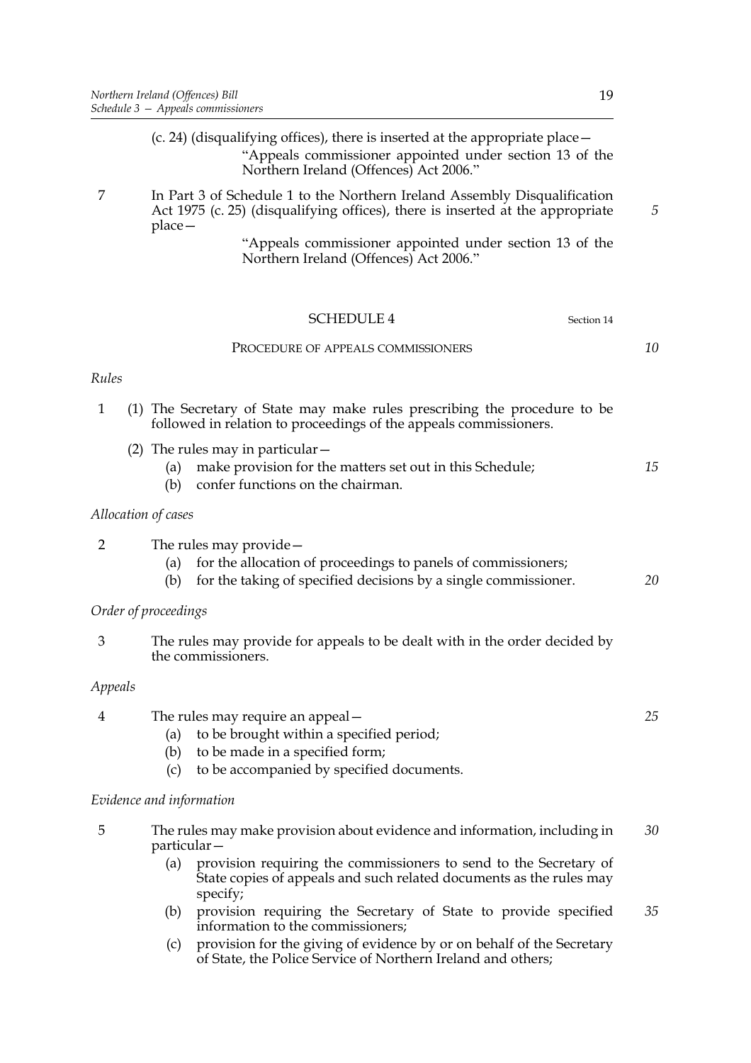(c. 24) (disqualifying offices), there is inserted at the appropriate place—

"Appeals commissioner appointed under section 13 of the Northern Ireland (Offences) Act 2006."

7 In Part 3 of Schedule 1 to the Northern Ireland Assembly Disqualification Act 1975 (c. 25) (disqualifying offices), there is inserted at the appropriate place—

"Appeals commissioner appointed under section 13 of the Northern Ireland (Offences) Act 2006."

## SCHEDULE 4

Section 14

### PROCEDURE OF APPEALS COMMISSIONERS

*Rules*

1 (1) The Secretary of State may make rules prescribing the procedure to be followed in relation to proceedings of the appeals commissioners.

(2) The rules may in particular—

(a) make provision for the matters set out in this Schedule;

(b) confer functions on the chairman.

*Allocation of cases*

2 The rules may provide—

(a) for the allocation of proceedings to panels of commissioners;

(b) for the taking of specified decisions by a single commissioner.

*Order of proceedings*

3 The rules may provide for appeals to be dealt with in the order decided by the commissioners.

*Appeals*

4 The rules may require an appeal—

(a) to be brought within a specified period;

(b) to be made in a specified form;

(c) to be accompanied by specified documents.

*Evidence and information*

5 The rules may make provision about evidence and information, including in particular—

(a) provision requiring the commissioners to send to the Secretary of State copies of appeals and such related documents as the rules may specify;

(b) provision requiring the Secretary of State to provide specified information to the commissioners;

(c) provision for the giving of evidence by or on behalf of the Secretary of State, the Police Service of Northern Ireland and others;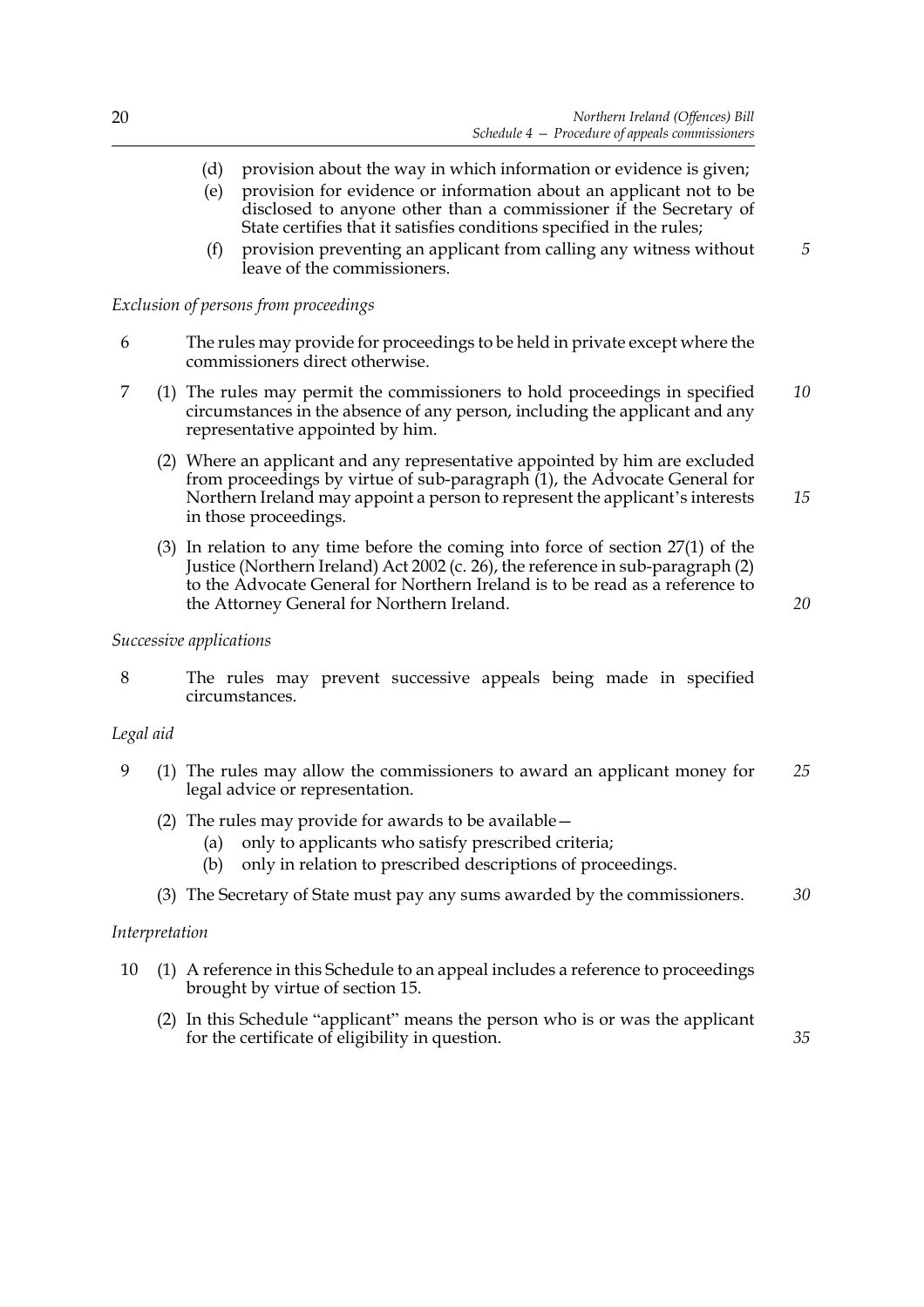(d) provision about the way in which information or evidence is given;

(e) provision for evidence or information about an applicant not to be disclosed to anyone other than a commissioner if the Secretary of State certifies that it satisfies conditions specified in the rules;

(f) provision preventing an applicant from calling any witness without leave of the commissioners.

*Exclusion of persons from proceedings*

6 The rules may provide for proceedings to be held in private except where the commissioners direct otherwise.

7 (1) The rules may permit the commissioners to hold proceedings in specified circumstances in the absence of any person, including the applicant and any representative appointed by him.

(2) Where an applicant and any representative appointed by him are excluded from proceedings by virtue of sub-paragraph (1), the Advocate General for Northern Ireland may appoint a person to represent the applicant's interests in those proceedings.

(3) In relation to any time before the coming into force of section 27(1) of the Justice (Northern Ireland) Act 2002 (c. 26), the reference in sub-paragraph (2) to the Advocate General for Northern Ireland is to be read as a reference to the Attorney General for Northern Ireland.

*Successive applications*

8 The rules may prevent successive appeals being made in specified circumstances.

*Legal aid*

9 (1) The rules may allow the commissioners to award an applicant money for legal advice or representation.

(2) The rules may provide for awards to be available—

(a) only to applicants who satisfy prescribed criteria;

(b) only in relation to prescribed descriptions of proceedings.

(3) The Secretary of State must pay any sums awarded by the commissioners.

*Interpretation*

10 (1) A reference in this Schedule to an appeal includes a reference to proceedings brought by virtue of section 15.

(2) In this Schedule "applicant" means the person who is or was the applicant for the certificate of eligibility in question.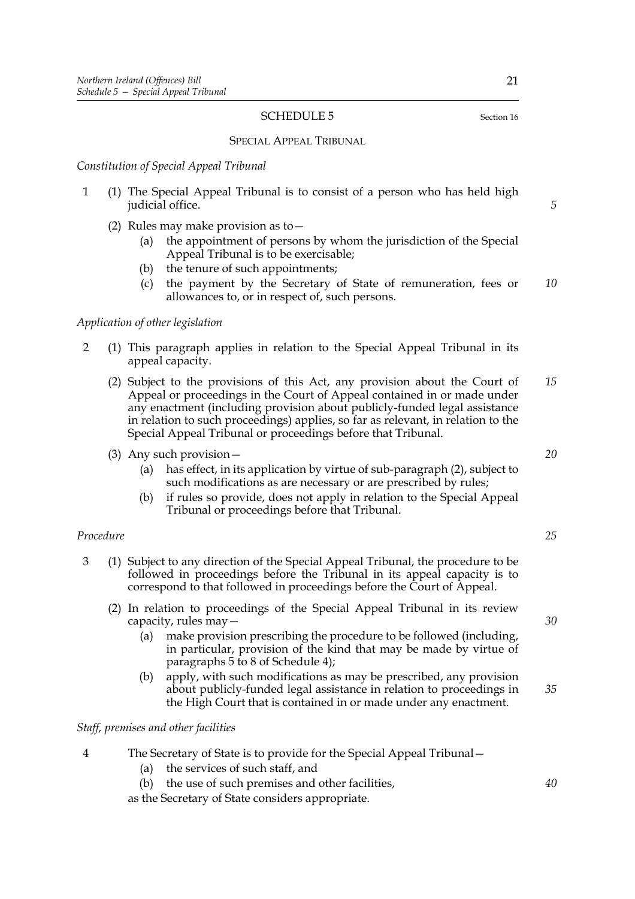# SCHEDULE 5

Section 16

## SPECIAL APPEAL TRIBUNAL

*Constitution of Special Appeal Tribunal*

1 (1) The Special Appeal Tribunal is to consist of a person who has held high judicial office.

(2) Rules may make provision as to—

(a) the appointment of persons by whom the jurisdiction of the Special Appeal Tribunal is to be exercisable;

(b) the tenure of such appointments;

(c) the payment by the Secretary of State of remuneration, fees or allowances to, or in respect of, such persons.

*Application of other legislation*

2 (1) This paragraph applies in relation to the Special Appeal Tribunal in its appeal capacity.

(2) Subject to the provisions of this Act, any provision about the Court of Appeal or proceedings in the Court of Appeal contained in or made under any enactment (including provision about publicly-funded legal assistance in relation to such proceedings) applies, so far as relevant, in relation to the Special Appeal Tribunal or proceedings before that Tribunal.

(3) Any such provision—

(a) has effect, in its application by virtue of sub-paragraph (2), subject to such modifications as are necessary or are prescribed by rules;

(b) if rules so provide, does not apply in relation to the Special Appeal Tribunal or proceedings before that Tribunal.

*Procedure*

3 (1) Subject to any direction of the Special Appeal Tribunal, the procedure to be followed in proceedings before the Tribunal in its appeal capacity is to correspond to that followed in proceedings before the Court of Appeal.

(2) In relation to proceedings of the Special Appeal Tribunal in its review capacity, rules may—

(a) make provision prescribing the procedure to be followed (including, in particular, provision of the kind that may be made by virtue of paragraphs 5 to 8 of Schedule 4);

(b) apply, with such modifications as may be prescribed, any provision about publicly-funded legal assistance in relation to proceedings in the High Court that is contained in or made under any enactment.

*Staff, premises and other facilities*

4 The Secretary of State is to provide for the Special Appeal Tribunal—

(a) the services of such staff, and

(b) the use of such premises and other facilities,

as the Secretary of State considers appropriate.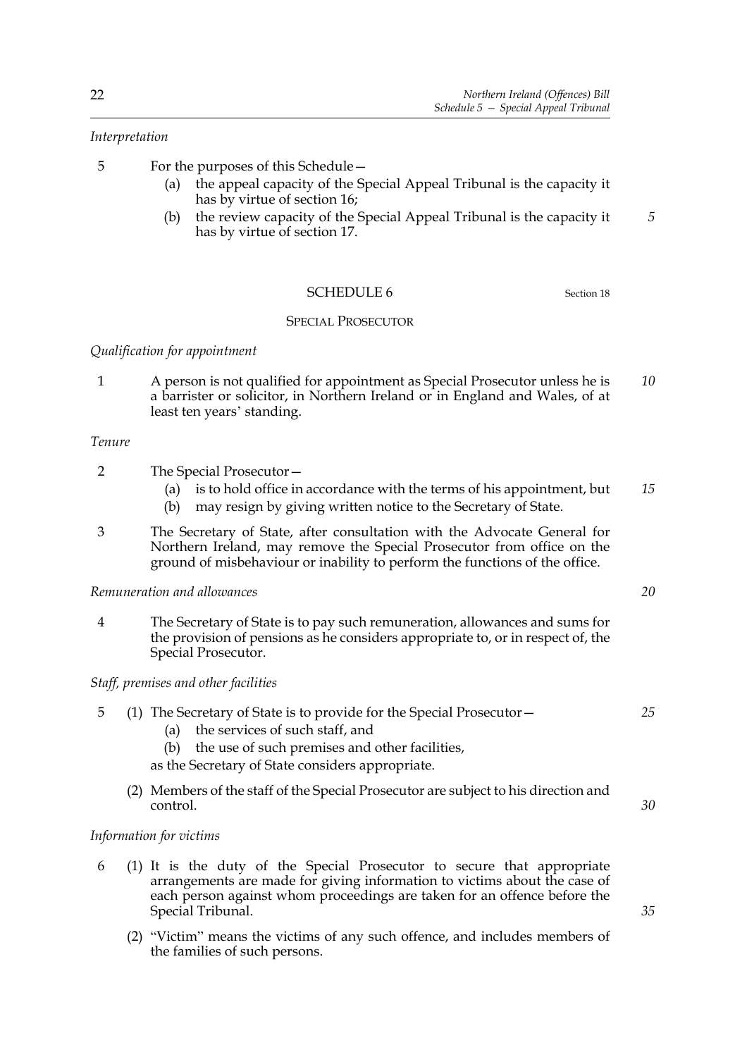*Interpretation*

5 For the purposes of this Schedule—

  (a) the appeal capacity of the Special Appeal Tribunal is the capacity it has by virtue of section 16;

  (b) the review capacity of the Special Appeal Tribunal is the capacity it has by virtue of section 17.

## SCHEDULE 6

Section 18

### SPECIAL PROSECUTOR

*Qualification for appointment*

1 A person is not qualified for appointment as Special Prosecutor unless he is a barrister or solicitor, in Northern Ireland or in England and Wales, of at least ten years' standing.

*Tenure*

2 The Special Prosecutor—

  (a) is to hold office in accordance with the terms of his appointment, but

  (b) may resign by giving written notice to the Secretary of State.

3 The Secretary of State, after consultation with the Advocate General for Northern Ireland, may remove the Special Prosecutor from office on the ground of misbehaviour or inability to perform the functions of the office.

*Remuneration and allowances*

4 The Secretary of State is to pay such remuneration, allowances and sums for the provision of pensions as he considers appropriate to, or in respect of, the Special Prosecutor.

*Staff, premises and other facilities*

5 (1) The Secretary of State is to provide for the Special Prosecutor—

  (a) the services of such staff, and

  (b) the use of such premises and other facilities,

  as the Secretary of State considers appropriate.

  (2) Members of the staff of the Special Prosecutor are subject to his direction and control.

*Information for victims*

6 (1) It is the duty of the Special Prosecutor to secure that appropriate arrangements are made for giving information to victims about the case of each person against whom proceedings are taken for an offence before the Special Tribunal.

  (2) "Victim" means the victims of any such offence, and includes members of the families of such persons.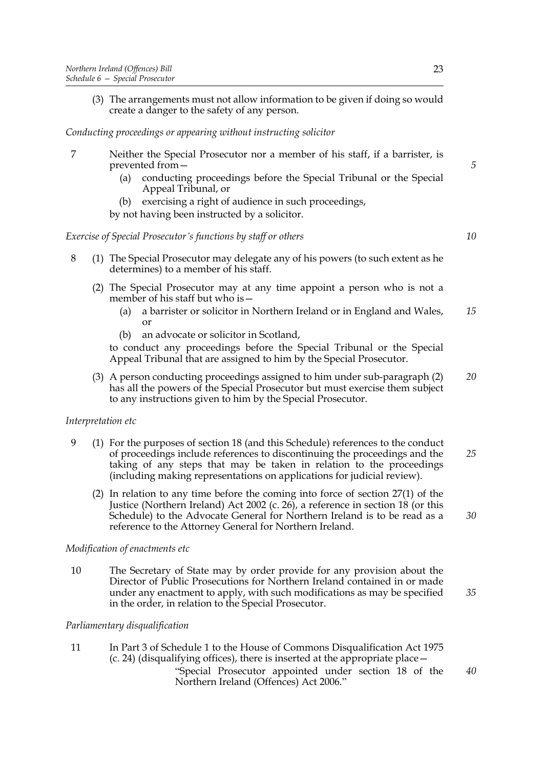(3) The arrangements must not allow information to be given if doing so would create a danger to the safety of any person.

*Conducting proceedings or appearing without instructing solicitor*

7 Neither the Special Prosecutor nor a member of his staff, if a barrister, is prevented from—

(a) conducting proceedings before the Special Tribunal or the Special Appeal Tribunal, or

(b) exercising a right of audience in such proceedings,

by not having been instructed by a solicitor.

*Exercise of Special Prosecutor's functions by staff or others*

8 (1) The Special Prosecutor may delegate any of his powers (to such extent as he determines) to a member of his staff.

(2) The Special Prosecutor may at any time appoint a person who is not a member of his staff but who is—

(a) a barrister or solicitor in Northern Ireland or in England and Wales, or

(b) an advocate or solicitor in Scotland,

to conduct any proceedings before the Special Tribunal or the Special Appeal Tribunal that are assigned to him by the Special Prosecutor.

(3) A person conducting proceedings assigned to him under sub-paragraph (2) has all the powers of the Special Prosecutor but must exercise them subject to any instructions given to him by the Special Prosecutor.

*Interpretation etc*

9 (1) For the purposes of section 18 (and this Schedule) references to the conduct of proceedings include references to discontinuing the proceedings and the taking of any steps that may be taken in relation to the proceedings (including making representations on applications for judicial review).

(2) In relation to any time before the coming into force of section 27(1) of the Justice (Northern Ireland) Act 2002 (c. 26), a reference in section 18 (or this Schedule) to the Advocate General for Northern Ireland is to be read as a reference to the Attorney General for Northern Ireland.

*Modification of enactments etc*

10 The Secretary of State may by order provide for any provision about the Director of Public Prosecutions for Northern Ireland contained in or made under any enactment to apply, with such modifications as may be specified in the order, in relation to the Special Prosecutor.

*Parliamentary disqualification*

11 In Part 3 of Schedule 1 to the House of Commons Disqualification Act 1975 (c. 24) (disqualifying offices), there is inserted at the appropriate place—

"Special Prosecutor appointed under section 18 of the Northern Ireland (Offences) Act 2006."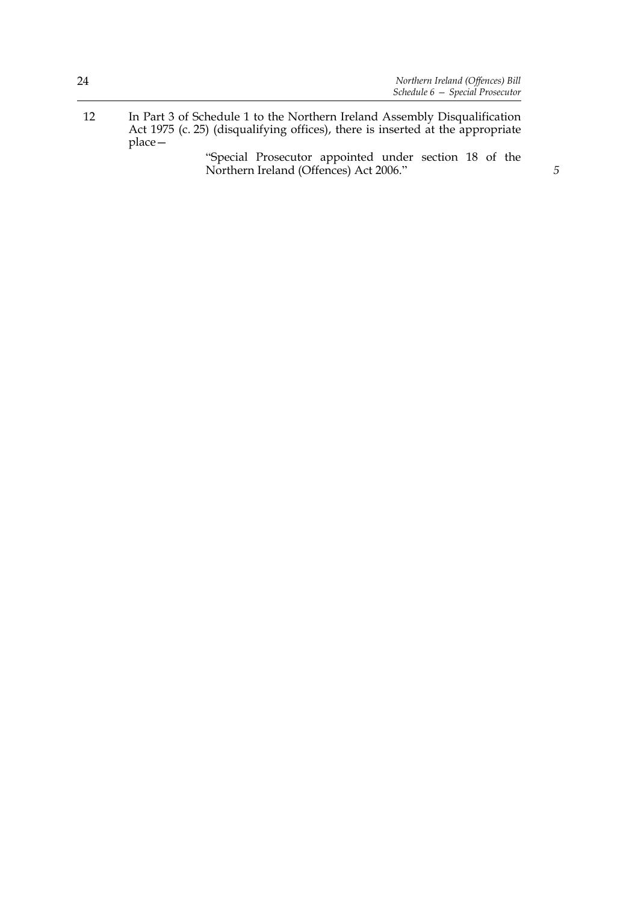12 In Part 3 of Schedule 1 to the Northern Ireland Assembly Disqualification Act 1975 (c. 25) (disqualifying offices), there is inserted at the appropriate place—

> "Special Prosecutor appointed under section 18 of the Northern Ireland (Offences) Act 2006."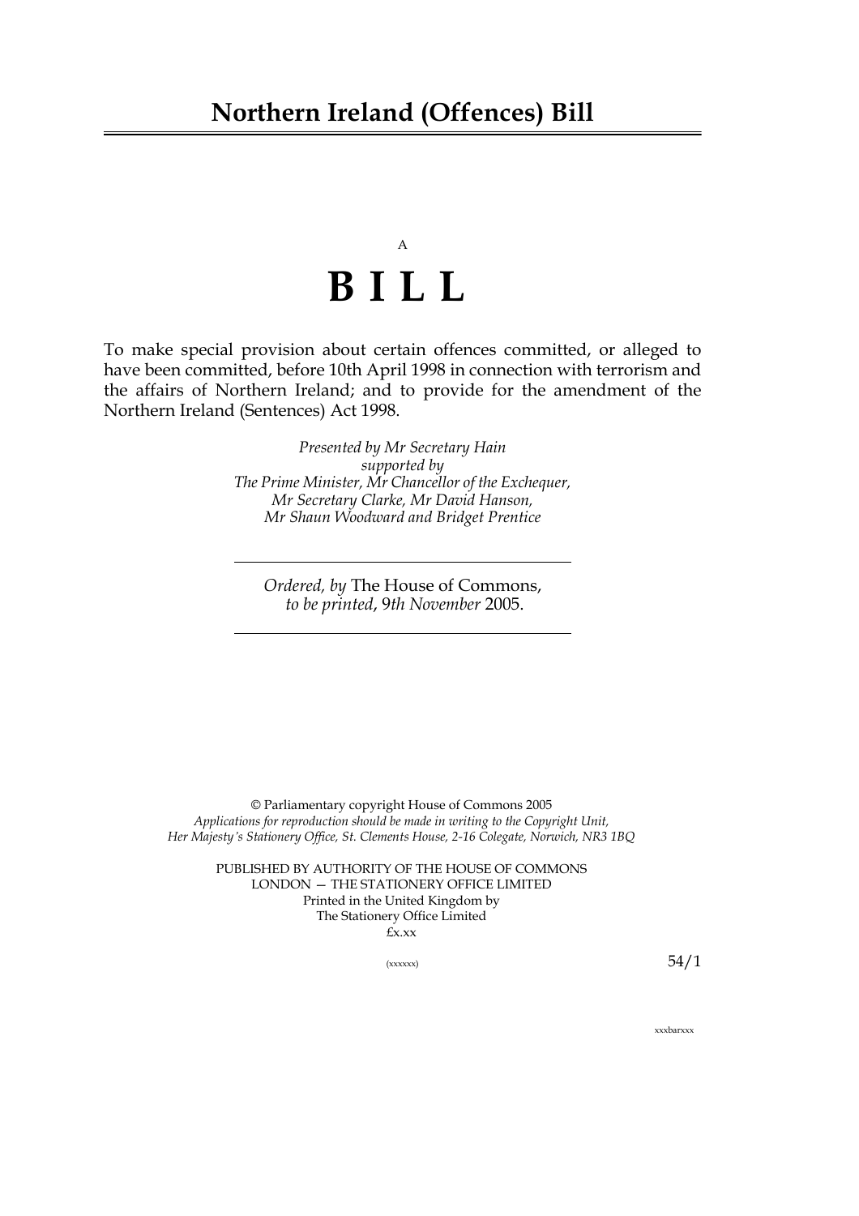# Northern Ireland (Offences) Bill

A

# B I L L

To make special provision about certain offences committed, or alleged to have been committed, before 10th April 1998 in connection with terrorism and the affairs of Northern Ireland; and to provide for the amendment of the Northern Ireland (Sentences) Act 1998.

*Presented by Mr Secretary Hain*
*supported by*
*The Prime Minister, Mr Chancellor of the Exchequer,*
*Mr Secretary Clarke, Mr David Hanson,*
*Mr Shaun Woodward and Bridget Prentice*

*Ordered, by* The House of Commons, *to be printed*, *9th November* 2005.

© Parliamentary copyright House of Commons 2005
*Applications for reproduction should be made in writing to the Copyright Unit, Her Majesty's Stationery Office, St. Clements House, 2-16 Colegate, Norwich, NR3 1BQ*

PUBLISHED BY AUTHORITY OF THE HOUSE OF COMMONS
LONDON — THE STATIONERY OFFICE LIMITED
Printed in the United Kingdom by
The Stationery Office Limited
£x.xx

(xxxxxx) 54/1

xxxbarxxx